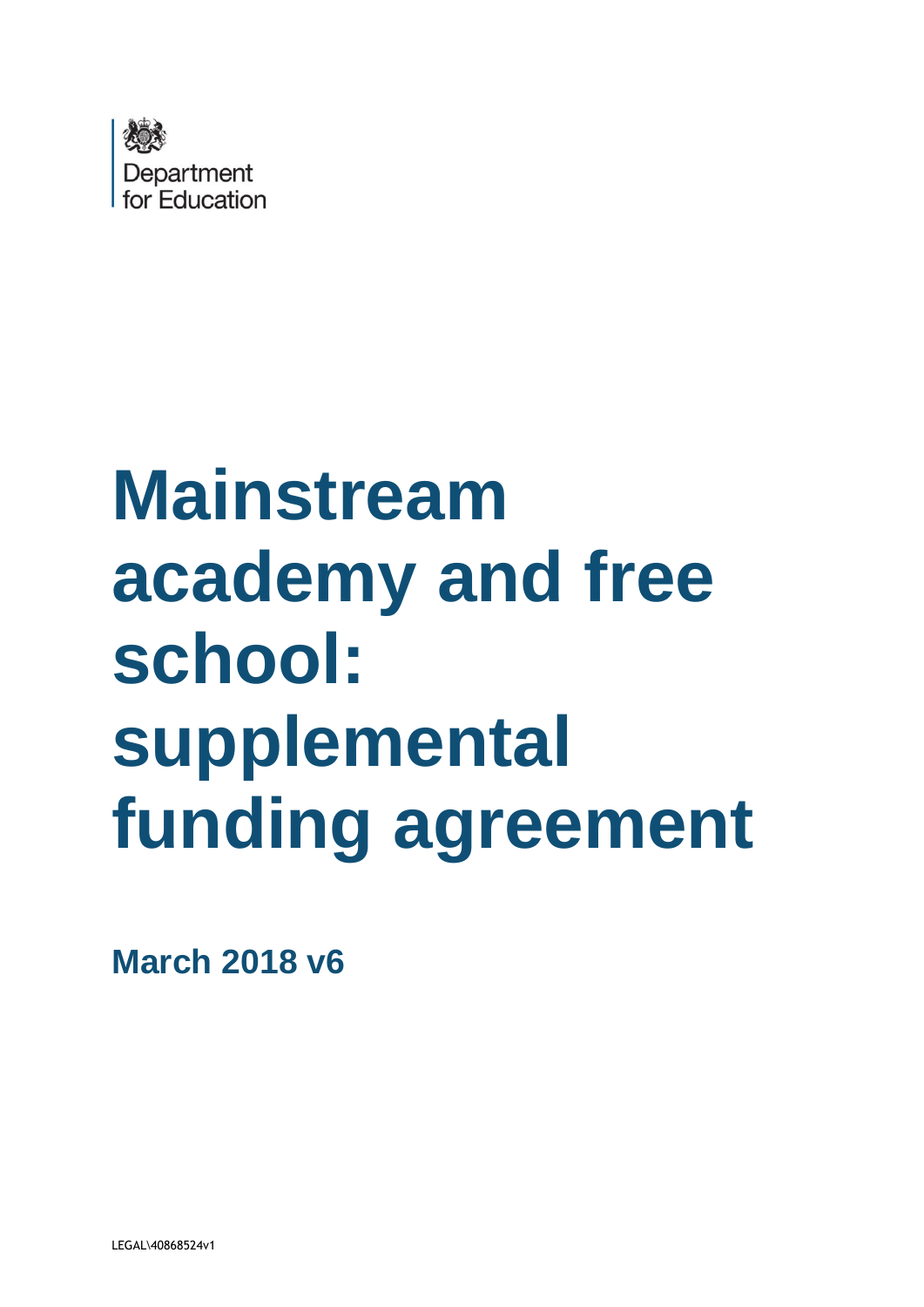Department for Education

# Mainstream academy and free school: supplemental funding agreement

**March 2018 v6**

LEGAL\40868524v1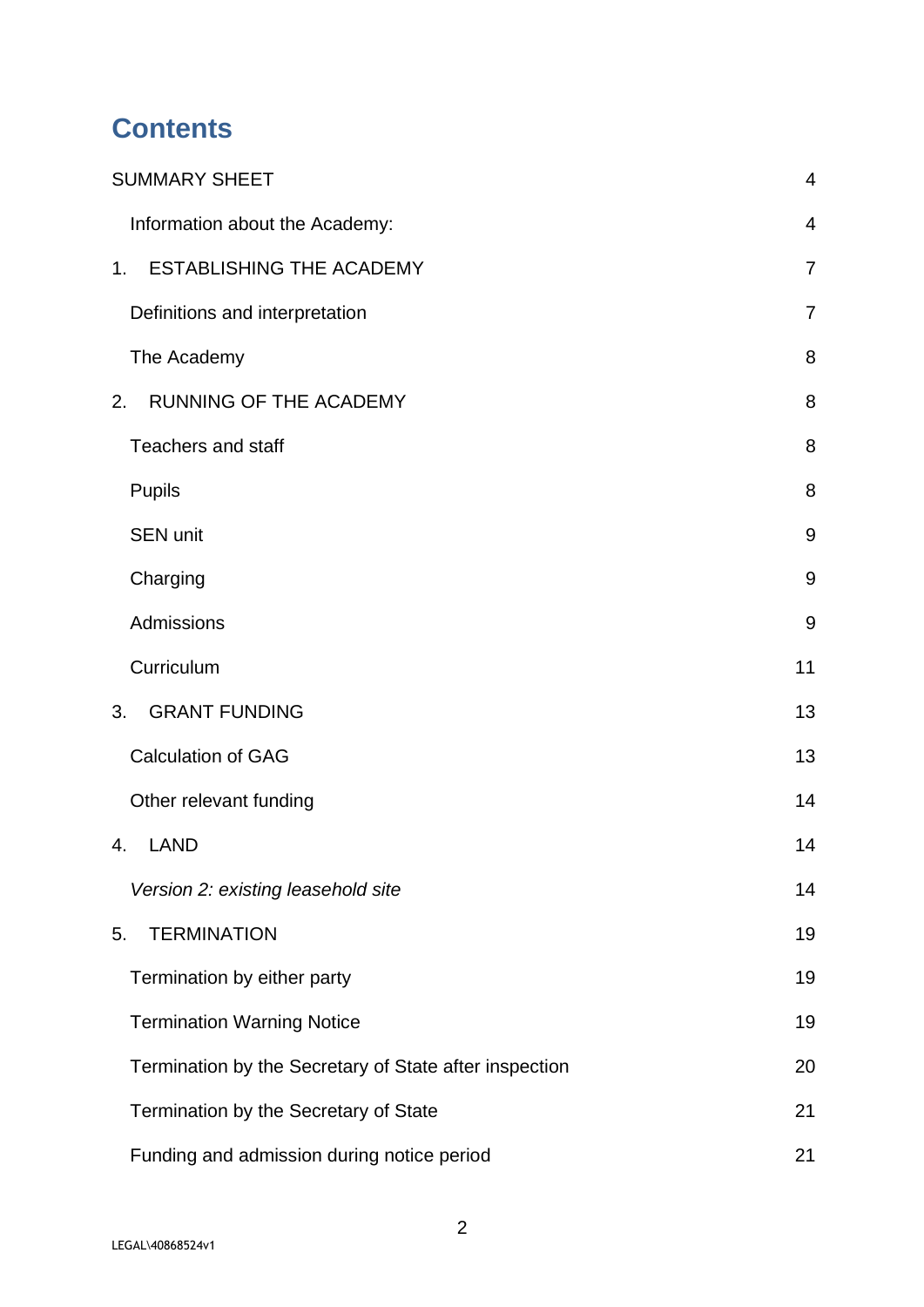# Contents

| | |
|---|---|
| SUMMARY SHEET | 4 |
| Information about the Academy: | 4 |
| 1. ESTABLISHING THE ACADEMY | 7 |
| Definitions and interpretation | 7 |
| The Academy | 8 |
| 2. RUNNING OF THE ACADEMY | 8 |
| Teachers and staff | 8 |
| Pupils | 8 |
| SEN unit | 9 |
| Charging | 9 |
| Admissions | 9 |
| Curriculum | 11 |
| 3. GRANT FUNDING | 13 |
| Calculation of GAG | 13 |
| Other relevant funding | 14 |
| 4. LAND | 14 |
| *Version 2: existing leasehold site* | 14 |
| 5. TERMINATION | 19 |
| Termination by either party | 19 |
| Termination Warning Notice | 19 |
| Termination by the Secretary of State after inspection | 20 |
| Termination by the Secretary of State | 21 |
| Funding and admission during notice period | 21 |

LEGAL\40868524v1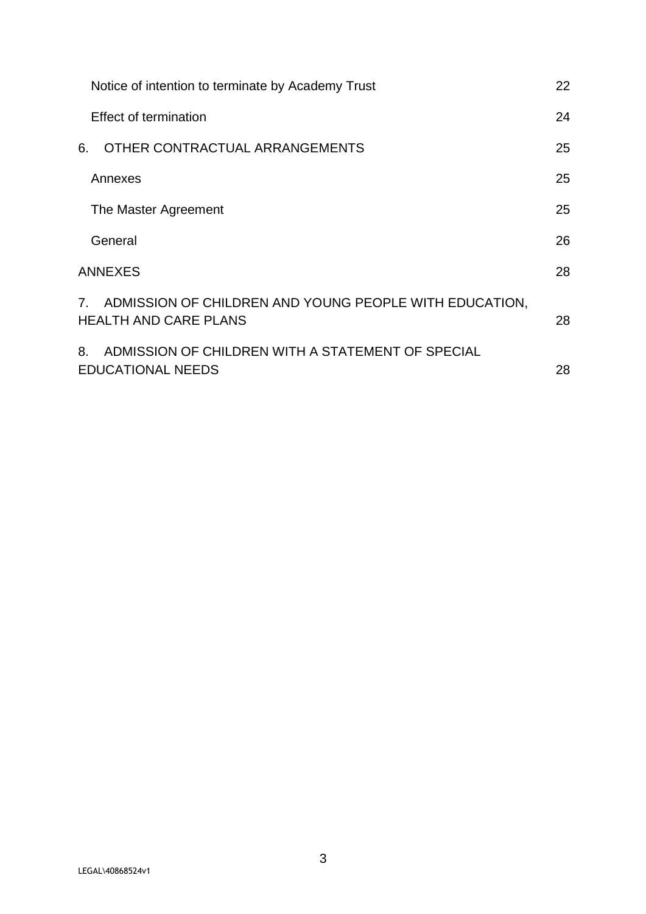| | |
|---|---|
| Notice of intention to terminate by Academy Trust | 22 |
| Effect of termination | 24 |
| 6. OTHER CONTRACTUAL ARRANGEMENTS | 25 |
| Annexes | 25 |
| The Master Agreement | 25 |
| General | 26 |
| ANNEXES | 28 |
| 7. ADMISSION OF CHILDREN AND YOUNG PEOPLE WITH EDUCATION, HEALTH AND CARE PLANS | 28 |
| 8. ADMISSION OF CHILDREN WITH A STATEMENT OF SPECIAL EDUCATIONAL NEEDS | 28 |

LEGAL\40868524v1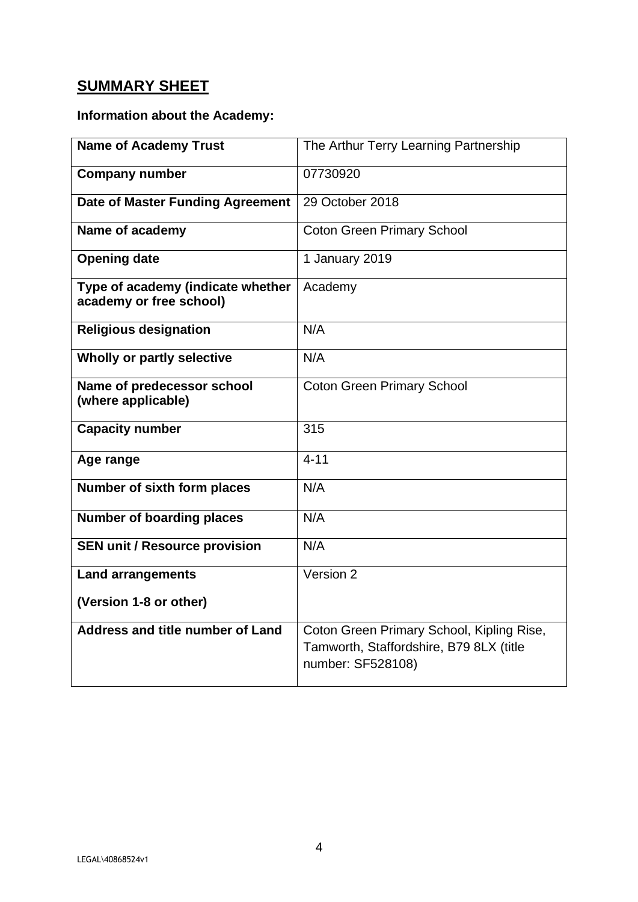## **SUMMARY SHEET**

**Information about the Academy:**

| | |
|---|---|
| **Name of Academy Trust** | The Arthur Terry Learning Partnership |
| **Company number** | 07730920 |
| **Date of Master Funding Agreement** | 29 October 2018 |
| **Name of academy** | Coton Green Primary School |
| **Opening date** | 1 January 2019 |
| **Type of academy (indicate whether academy or free school)** | Academy |
| **Religious designation** | N/A |
| **Wholly or partly selective** | N/A |
| **Name of predecessor school (where applicable)** | Coton Green Primary School |
| **Capacity number** | 315 |
| **Age range** | 4-11 |
| **Number of sixth form places** | N/A |
| **Number of boarding places** | N/A |
| **SEN unit / Resource provision** | N/A |
| **Land arrangements (Version 1-8 or other)** | Version 2 |
| **Address and title number of Land** | Coton Green Primary School, Kipling Rise, Tamworth, Staffordshire, B79 8LX (title number: SF528108) |

LEGAL\40868524v1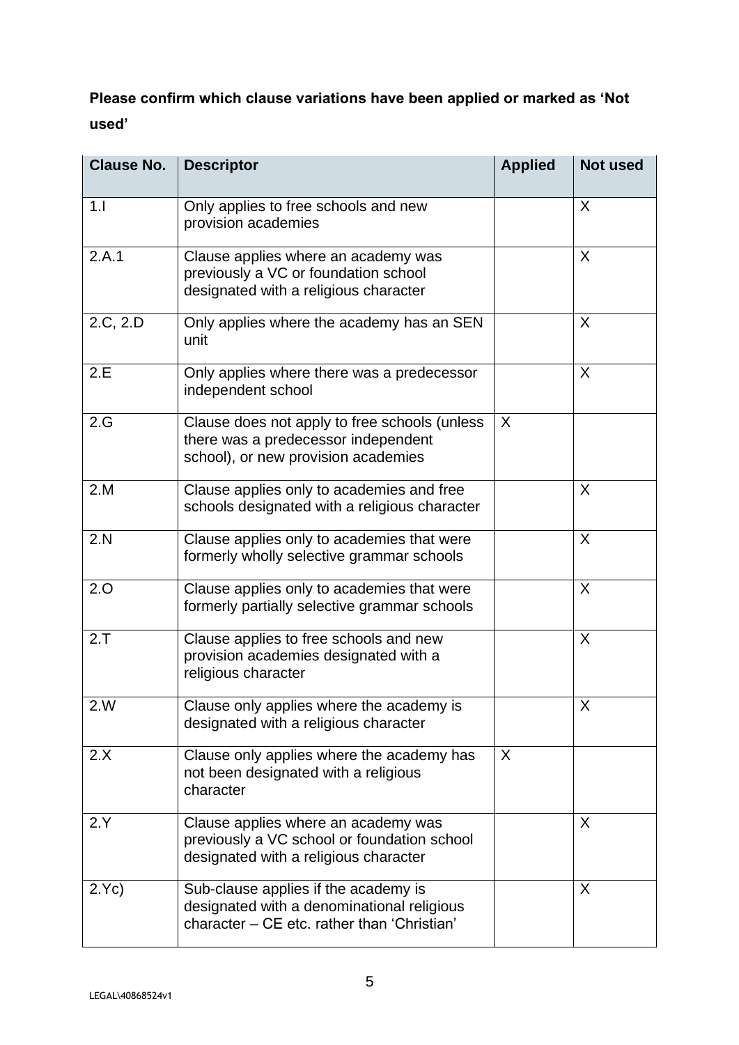**Please confirm which clause variations have been applied or marked as 'Not used'**

| Clause No. | Descriptor | Applied | Not used |
|---|---|---|---|
| 1.I | Only applies to free schools and new provision academies | | X |
| 2.A.1 | Clause applies where an academy was previously a VC or foundation school designated with a religious character | | X |
| 2.C, 2.D | Only applies where the academy has an SEN unit | | X |
| 2.E | Only applies where there was a predecessor independent school | | X |
| 2.G | Clause does not apply to free schools (unless there was a predecessor independent school), or new provision academies | X | |
| 2.M | Clause applies only to academies and free schools designated with a religious character | | X |
| 2.N | Clause applies only to academies that were formerly wholly selective grammar schools | | X |
| 2.O | Clause applies only to academies that were formerly partially selective grammar schools | | X |
| 2.T | Clause applies to free schools and new provision academies designated with a religious character | | X |
| 2.W | Clause only applies where the academy is designated with a religious character | | X |
| 2.X | Clause only applies where the academy has not been designated with a religious character | X | |
| 2.Y | Clause applies where an academy was previously a VC school or foundation school designated with a religious character | | X |
| 2.Yc) | Sub-clause applies if the academy is designated with a denominational religious character – CE etc. rather than 'Christian' | | X |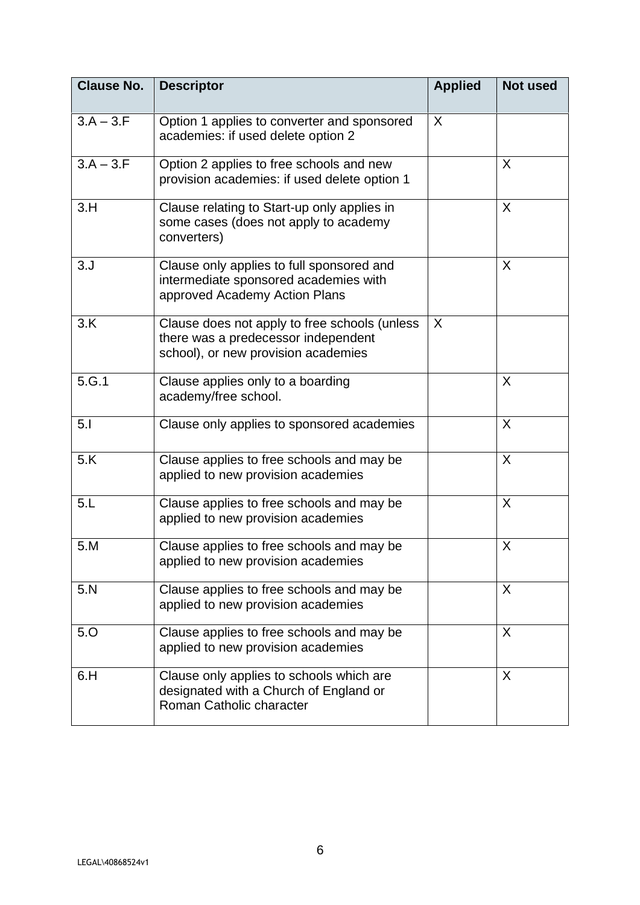| Clause No. | Descriptor | Applied | Not used |
|---|---|---|---|
| 3.A – 3.F | Option 1 applies to converter and sponsored academies: if used delete option 2 | X | |
| 3.A – 3.F | Option 2 applies to free schools and new provision academies: if used delete option 1 | | X |
| 3.H | Clause relating to Start-up only applies in some cases (does not apply to academy converters) | | X |
| 3.J | Clause only applies to full sponsored and intermediate sponsored academies with approved Academy Action Plans | | X |
| 3.K | Clause does not apply to free schools (unless there was a predecessor independent school), or new provision academies | X | |
| 5.G.1 | Clause applies only to a boarding academy/free school. | | X |
| 5.I | Clause only applies to sponsored academies | | X |
| 5.K | Clause applies to free schools and may be applied to new provision academies | | X |
| 5.L | Clause applies to free schools and may be applied to new provision academies | | X |
| 5.M | Clause applies to free schools and may be applied to new provision academies | | X |
| 5.N | Clause applies to free schools and may be applied to new provision academies | | X |
| 5.O | Clause applies to free schools and may be applied to new provision academies | | X |
| 6.H | Clause only applies to schools which are designated with a Church of England or Roman Catholic character | | X |

LEGAL\40868524v1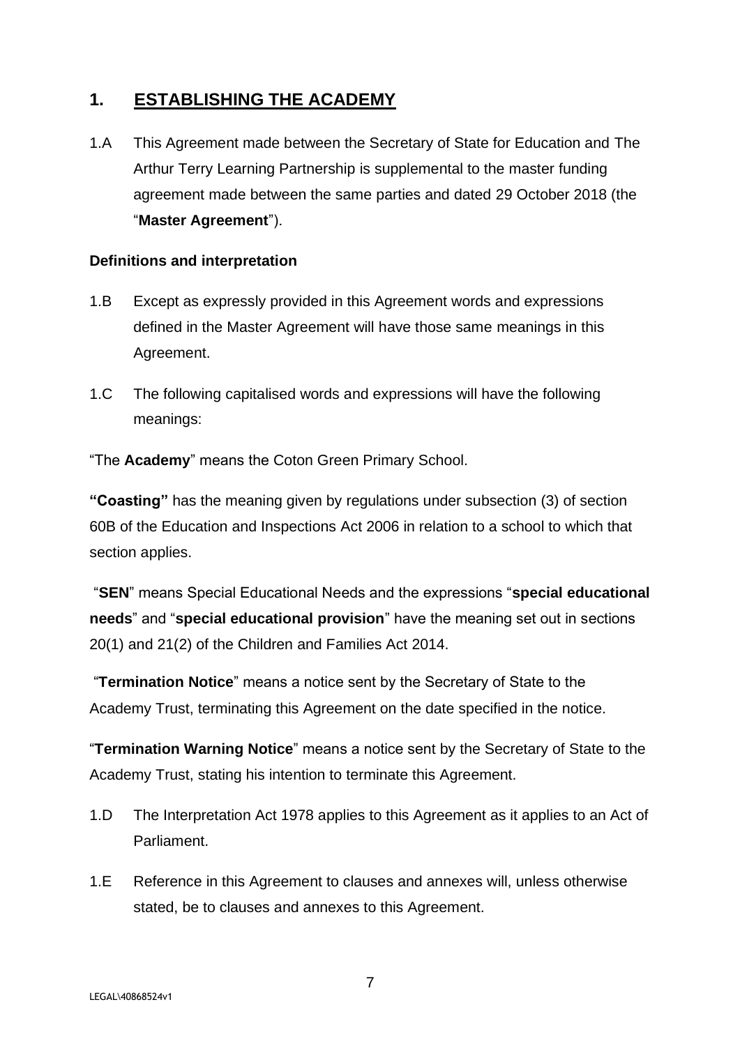## 1. ESTABLISHING THE ACADEMY

1.A This Agreement made between the Secretary of State for Education and The Arthur Terry Learning Partnership is supplemental to the master funding agreement made between the same parties and dated 29 October 2018 (the "**Master Agreement**").

**Definitions and interpretation**

1.B Except as expressly provided in this Agreement words and expressions defined in the Master Agreement will have those same meanings in this Agreement.

1.C The following capitalised words and expressions will have the following meanings:

"The **Academy**" means the Coton Green Primary School.

**"Coasting"** has the meaning given by regulations under subsection (3) of section 60B of the Education and Inspections Act 2006 in relation to a school to which that section applies.

"**SEN**" means Special Educational Needs and the expressions "**special educational needs**" and "**special educational provision**" have the meaning set out in sections 20(1) and 21(2) of the Children and Families Act 2014.

"**Termination Notice**" means a notice sent by the Secretary of State to the Academy Trust, terminating this Agreement on the date specified in the notice.

"**Termination Warning Notice**" means a notice sent by the Secretary of State to the Academy Trust, stating his intention to terminate this Agreement.

1.D The Interpretation Act 1978 applies to this Agreement as it applies to an Act of Parliament.

1.E Reference in this Agreement to clauses and annexes will, unless otherwise stated, be to clauses and annexes to this Agreement.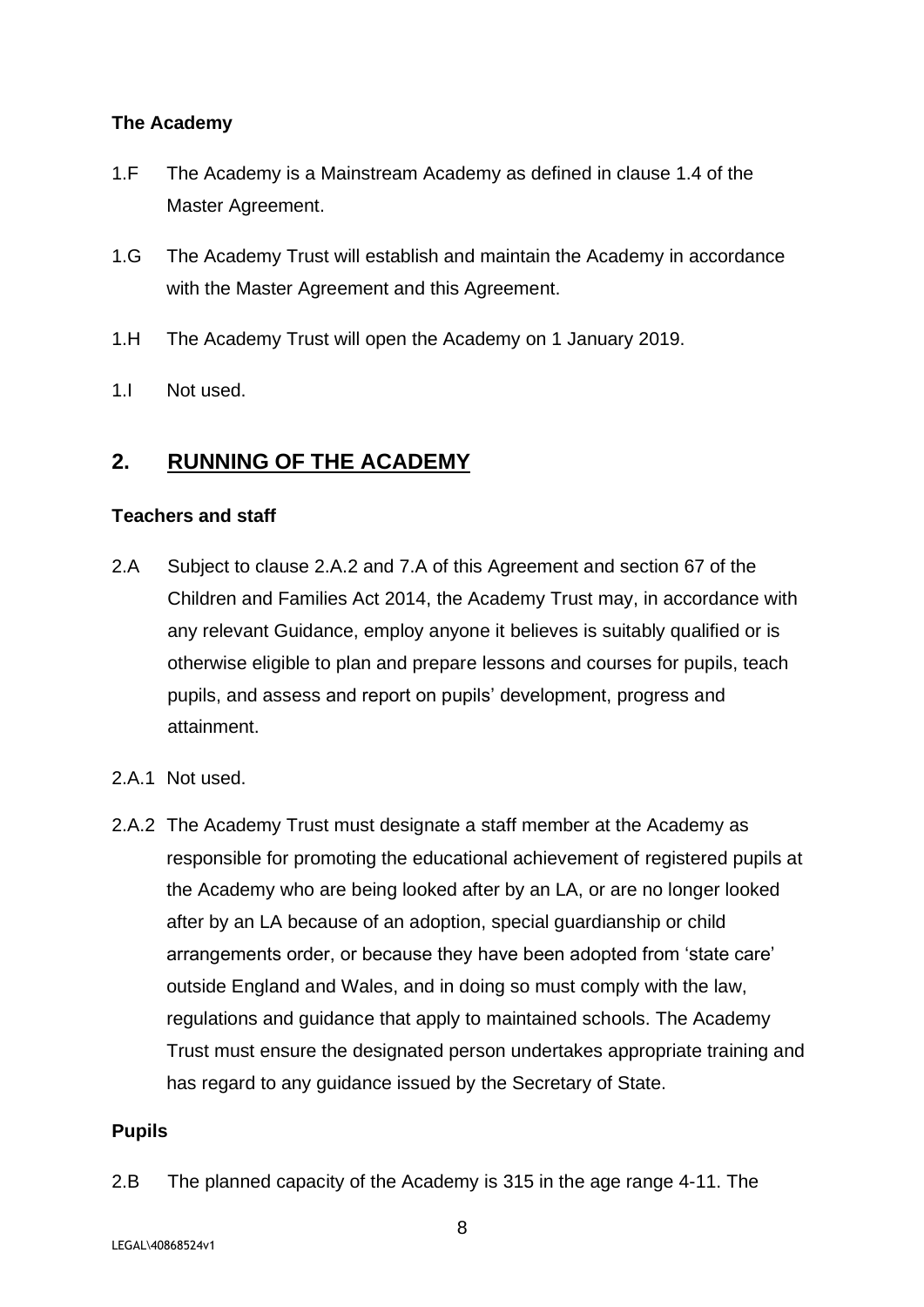**The Academy**

1.F The Academy is a Mainstream Academy as defined in clause 1.4 of the Master Agreement.

1.G The Academy Trust will establish and maintain the Academy in accordance with the Master Agreement and this Agreement.

1.H The Academy Trust will open the Academy on 1 January 2019.

1.I Not used.

## 2. RUNNING OF THE ACADEMY

**Teachers and staff**

2.A Subject to clause 2.A.2 and 7.A of this Agreement and section 67 of the Children and Families Act 2014, the Academy Trust may, in accordance with any relevant Guidance, employ anyone it believes is suitably qualified or is otherwise eligible to plan and prepare lessons and courses for pupils, teach pupils, and assess and report on pupils' development, progress and attainment.

2.A.1 Not used.

2.A.2 The Academy Trust must designate a staff member at the Academy as responsible for promoting the educational achievement of registered pupils at the Academy who are being looked after by an LA, or are no longer looked after by an LA because of an adoption, special guardianship or child arrangements order, or because they have been adopted from 'state care' outside England and Wales, and in doing so must comply with the law, regulations and guidance that apply to maintained schools. The Academy Trust must ensure the designated person undertakes appropriate training and has regard to any guidance issued by the Secretary of State.

**Pupils**

2.B The planned capacity of the Academy is 315 in the age range 4-11. The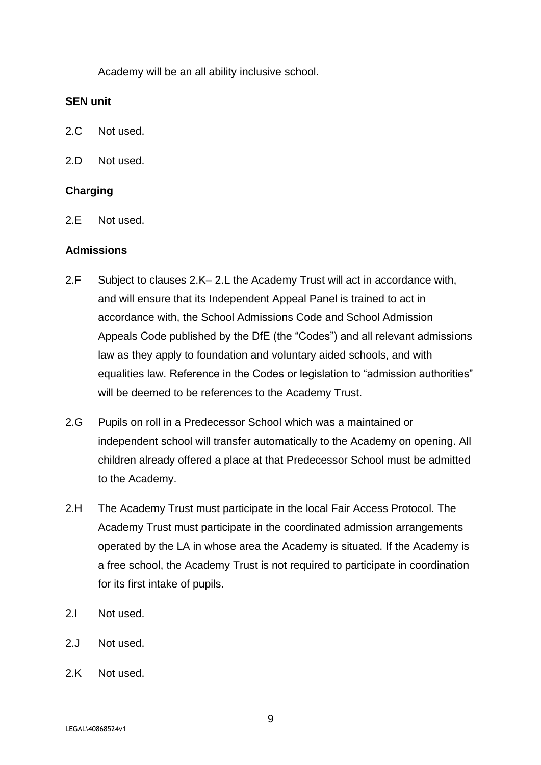Academy will be an all ability inclusive school.

**SEN unit**

2.C Not used.

2.D Not used.

**Charging**

2.E Not used.

**Admissions**

2.F Subject to clauses 2.K– 2.L the Academy Trust will act in accordance with, and will ensure that its Independent Appeal Panel is trained to act in accordance with, the School Admissions Code and School Admission Appeals Code published by the DfE (the "Codes") and all relevant admissions law as they apply to foundation and voluntary aided schools, and with equalities law. Reference in the Codes or legislation to "admission authorities" will be deemed to be references to the Academy Trust.

2.G Pupils on roll in a Predecessor School which was a maintained or independent school will transfer automatically to the Academy on opening. All children already offered a place at that Predecessor School must be admitted to the Academy.

2.H The Academy Trust must participate in the local Fair Access Protocol. The Academy Trust must participate in the coordinated admission arrangements operated by the LA in whose area the Academy is situated. If the Academy is a free school, the Academy Trust is not required to participate in coordination for its first intake of pupils.

2.I Not used.

2.J Not used.

2.K Not used.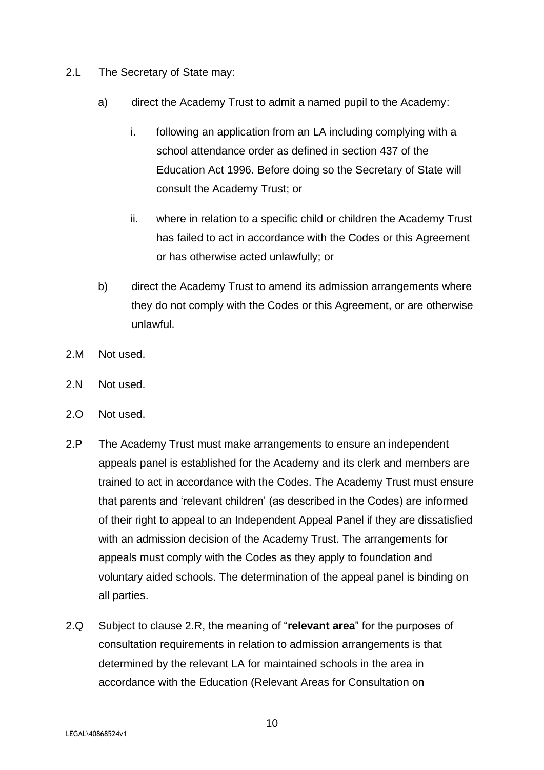2.L The Secretary of State may:

a) direct the Academy Trust to admit a named pupil to the Academy:

i. following an application from an LA including complying with a school attendance order as defined in section 437 of the Education Act 1996. Before doing so the Secretary of State will consult the Academy Trust; or

ii. where in relation to a specific child or children the Academy Trust has failed to act in accordance with the Codes or this Agreement or has otherwise acted unlawfully; or

b) direct the Academy Trust to amend its admission arrangements where they do not comply with the Codes or this Agreement, or are otherwise unlawful.

2.M Not used.

2.N Not used.

2.O Not used.

2.P The Academy Trust must make arrangements to ensure an independent appeals panel is established for the Academy and its clerk and members are trained to act in accordance with the Codes. The Academy Trust must ensure that parents and 'relevant children' (as described in the Codes) are informed of their right to appeal to an Independent Appeal Panel if they are dissatisfied with an admission decision of the Academy Trust. The arrangements for appeals must comply with the Codes as they apply to foundation and voluntary aided schools. The determination of the appeal panel is binding on all parties.

2.Q Subject to clause 2.R, the meaning of "**relevant area**" for the purposes of consultation requirements in relation to admission arrangements is that determined by the relevant LA for maintained schools in the area in accordance with the Education (Relevant Areas for Consultation on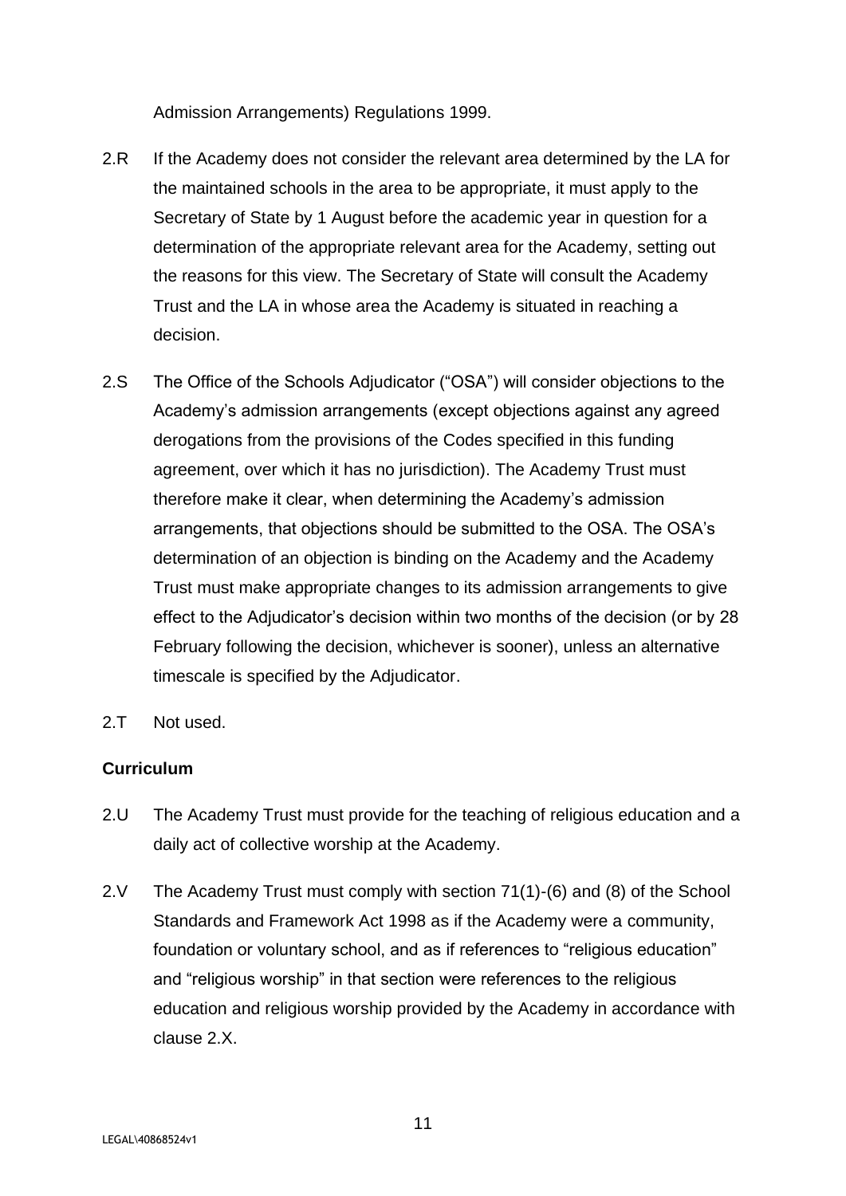Admission Arrangements) Regulations 1999.

2.R If the Academy does not consider the relevant area determined by the LA for the maintained schools in the area to be appropriate, it must apply to the Secretary of State by 1 August before the academic year in question for a determination of the appropriate relevant area for the Academy, setting out the reasons for this view. The Secretary of State will consult the Academy Trust and the LA in whose area the Academy is situated in reaching a decision.

2.S The Office of the Schools Adjudicator ("OSA") will consider objections to the Academy's admission arrangements (except objections against any agreed derogations from the provisions of the Codes specified in this funding agreement, over which it has no jurisdiction). The Academy Trust must therefore make it clear, when determining the Academy's admission arrangements, that objections should be submitted to the OSA. The OSA's determination of an objection is binding on the Academy and the Academy Trust must make appropriate changes to its admission arrangements to give effect to the Adjudicator's decision within two months of the decision (or by 28 February following the decision, whichever is sooner), unless an alternative timescale is specified by the Adjudicator.

2.T Not used.

**Curriculum**

2.U The Academy Trust must provide for the teaching of religious education and a daily act of collective worship at the Academy.

2.V The Academy Trust must comply with section 71(1)-(6) and (8) of the School Standards and Framework Act 1998 as if the Academy were a community, foundation or voluntary school, and as if references to "religious education" and "religious worship" in that section were references to the religious education and religious worship provided by the Academy in accordance with clause 2.X.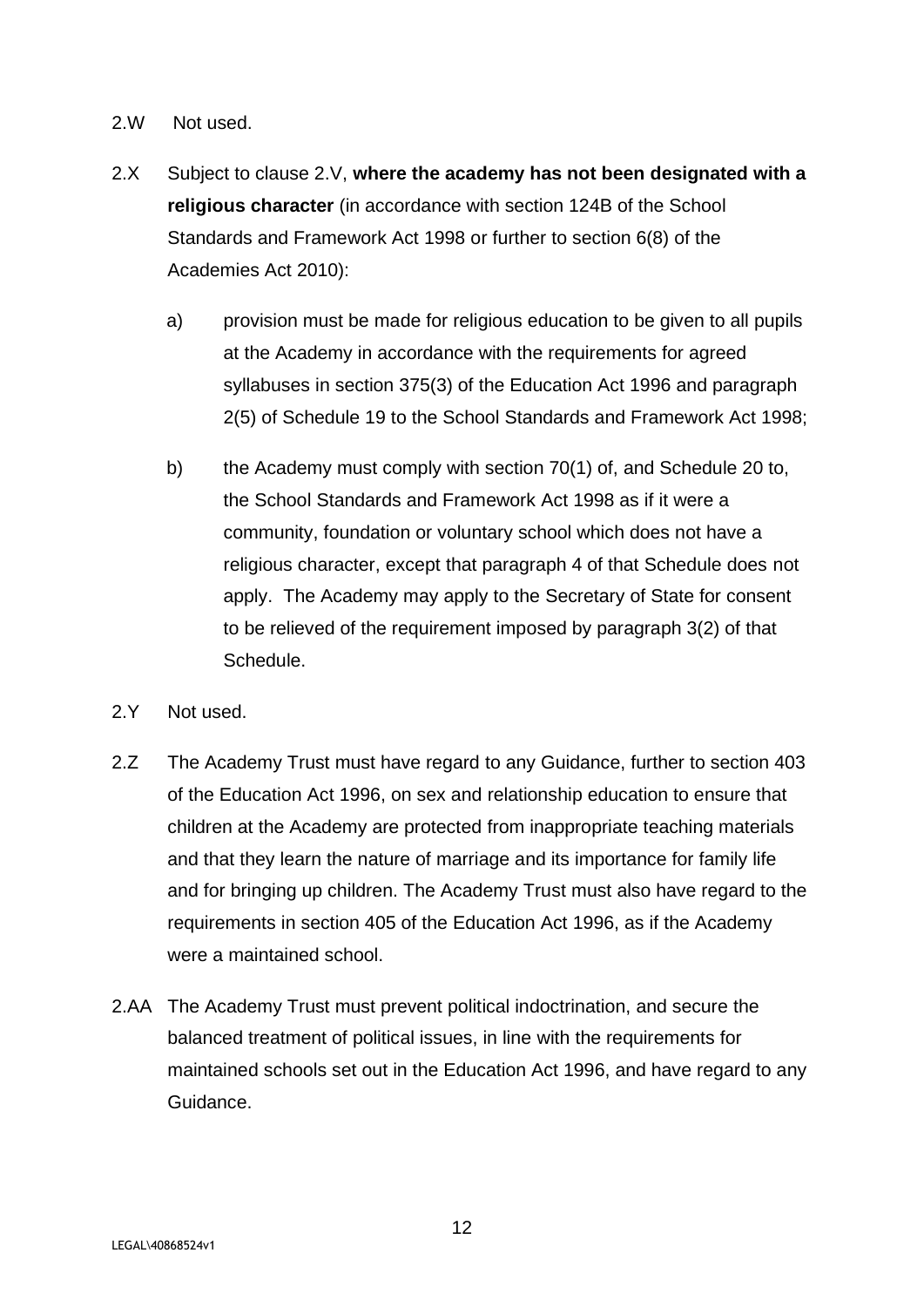2.W Not used.

2.X Subject to clause 2.V, **where the academy has not been designated with a religious character** (in accordance with section 124B of the School Standards and Framework Act 1998 or further to section 6(8) of the Academies Act 2010):

a) provision must be made for religious education to be given to all pupils at the Academy in accordance with the requirements for agreed syllabuses in section 375(3) of the Education Act 1996 and paragraph 2(5) of Schedule 19 to the School Standards and Framework Act 1998;

b) the Academy must comply with section 70(1) of, and Schedule 20 to, the School Standards and Framework Act 1998 as if it were a community, foundation or voluntary school which does not have a religious character, except that paragraph 4 of that Schedule does not apply. The Academy may apply to the Secretary of State for consent to be relieved of the requirement imposed by paragraph 3(2) of that Schedule.

2.Y Not used.

2.Z The Academy Trust must have regard to any Guidance, further to section 403 of the Education Act 1996, on sex and relationship education to ensure that children at the Academy are protected from inappropriate teaching materials and that they learn the nature of marriage and its importance for family life and for bringing up children. The Academy Trust must also have regard to the requirements in section 405 of the Education Act 1996, as if the Academy were a maintained school.

2.AA The Academy Trust must prevent political indoctrination, and secure the balanced treatment of political issues, in line with the requirements for maintained schools set out in the Education Act 1996, and have regard to any Guidance.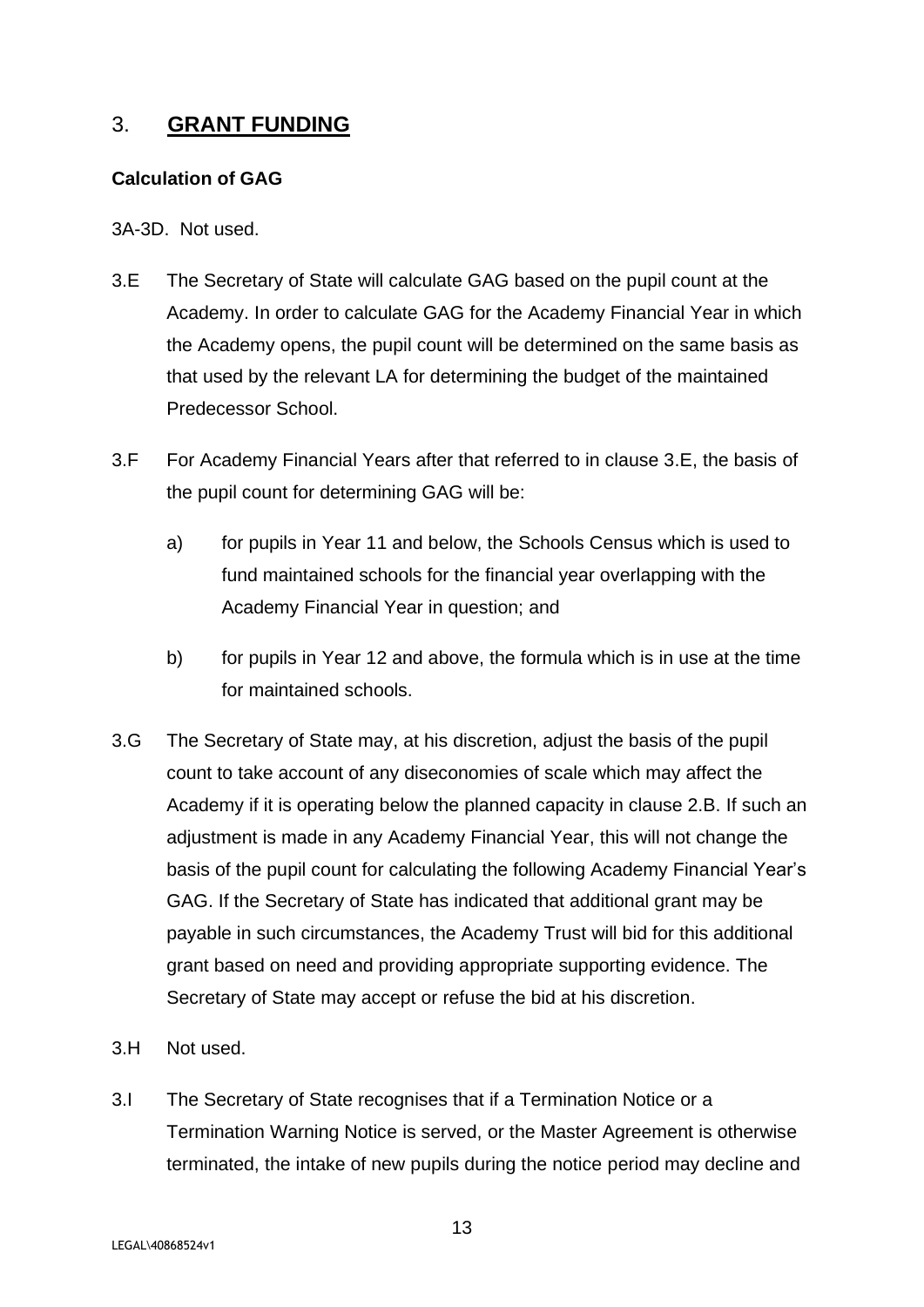## 3. **GRANT FUNDING**

### Calculation of GAG

3A-3D. Not used.

3.E The Secretary of State will calculate GAG based on the pupil count at the Academy. In order to calculate GAG for the Academy Financial Year in which the Academy opens, the pupil count will be determined on the same basis as that used by the relevant LA for determining the budget of the maintained Predecessor School.

3.F For Academy Financial Years after that referred to in clause 3.E, the basis of the pupil count for determining GAG will be:

a) for pupils in Year 11 and below, the Schools Census which is used to fund maintained schools for the financial year overlapping with the Academy Financial Year in question; and

b) for pupils in Year 12 and above, the formula which is in use at the time for maintained schools.

3.G The Secretary of State may, at his discretion, adjust the basis of the pupil count to take account of any diseconomies of scale which may affect the Academy if it is operating below the planned capacity in clause 2.B. If such an adjustment is made in any Academy Financial Year, this will not change the basis of the pupil count for calculating the following Academy Financial Year's GAG. If the Secretary of State has indicated that additional grant may be payable in such circumstances, the Academy Trust will bid for this additional grant based on need and providing appropriate supporting evidence. The Secretary of State may accept or refuse the bid at his discretion.

3.H Not used.

3.I The Secretary of State recognises that if a Termination Notice or a Termination Warning Notice is served, or the Master Agreement is otherwise terminated, the intake of new pupils during the notice period may decline and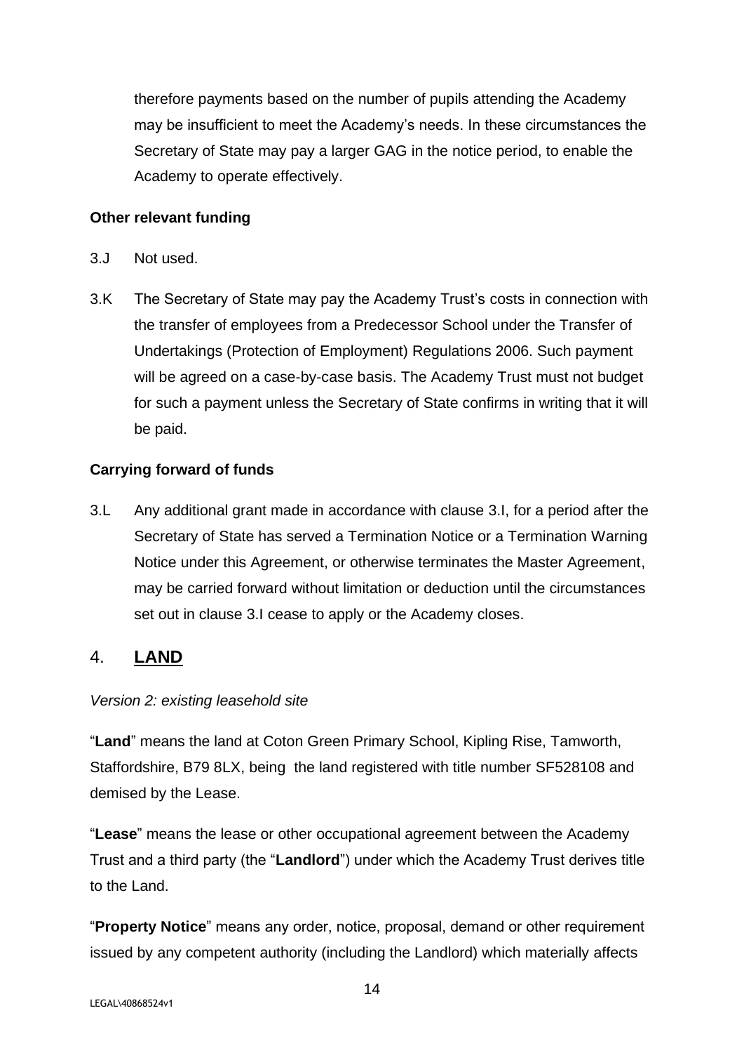therefore payments based on the number of pupils attending the Academy may be insufficient to meet the Academy's needs. In these circumstances the Secretary of State may pay a larger GAG in the notice period, to enable the Academy to operate effectively.

**Other relevant funding**

3.J Not used.

3.K The Secretary of State may pay the Academy Trust's costs in connection with the transfer of employees from a Predecessor School under the Transfer of Undertakings (Protection of Employment) Regulations 2006. Such payment will be agreed on a case-by-case basis. The Academy Trust must not budget for such a payment unless the Secretary of State confirms in writing that it will be paid.

**Carrying forward of funds**

3.L Any additional grant made in accordance with clause 3.I, for a period after the Secretary of State has served a Termination Notice or a Termination Warning Notice under this Agreement, or otherwise terminates the Master Agreement, may be carried forward without limitation or deduction until the circumstances set out in clause 3.I cease to apply or the Academy closes.

## 4. **LAND**

*Version 2: existing leasehold site*

"**Land**" means the land at Coton Green Primary School, Kipling Rise, Tamworth, Staffordshire, B79 8LX, being the land registered with title number SF528108 and demised by the Lease.

"**Lease**" means the lease or other occupational agreement between the Academy Trust and a third party (the "**Landlord**") under which the Academy Trust derives title to the Land.

"**Property Notice**" means any order, notice, proposal, demand or other requirement issued by any competent authority (including the Landlord) which materially affects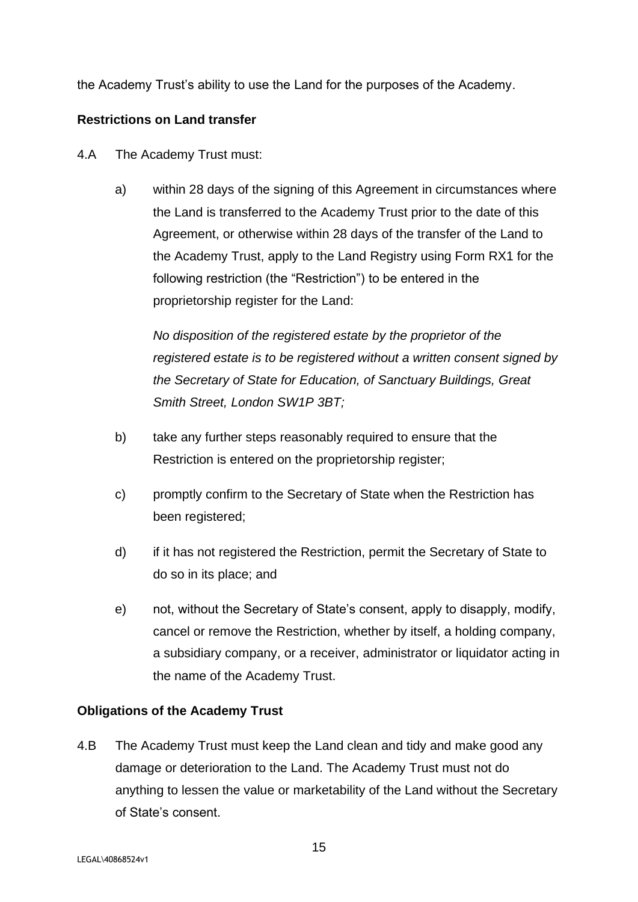the Academy Trust's ability to use the Land for the purposes of the Academy.

**Restrictions on Land transfer**

4.A The Academy Trust must:

a) within 28 days of the signing of this Agreement in circumstances where the Land is transferred to the Academy Trust prior to the date of this Agreement, or otherwise within 28 days of the transfer of the Land to the Academy Trust, apply to the Land Registry using Form RX1 for the following restriction (the "Restriction") to be entered in the proprietorship register for the Land:

*No disposition of the registered estate by the proprietor of the registered estate is to be registered without a written consent signed by the Secretary of State for Education, of Sanctuary Buildings, Great Smith Street, London SW1P 3BT;*

b) take any further steps reasonably required to ensure that the Restriction is entered on the proprietorship register;

c) promptly confirm to the Secretary of State when the Restriction has been registered;

d) if it has not registered the Restriction, permit the Secretary of State to do so in its place; and

e) not, without the Secretary of State's consent, apply to disapply, modify, cancel or remove the Restriction, whether by itself, a holding company, a subsidiary company, or a receiver, administrator or liquidator acting in the name of the Academy Trust.

**Obligations of the Academy Trust**

4.B The Academy Trust must keep the Land clean and tidy and make good any damage or deterioration to the Land. The Academy Trust must not do anything to lessen the value or marketability of the Land without the Secretary of State's consent.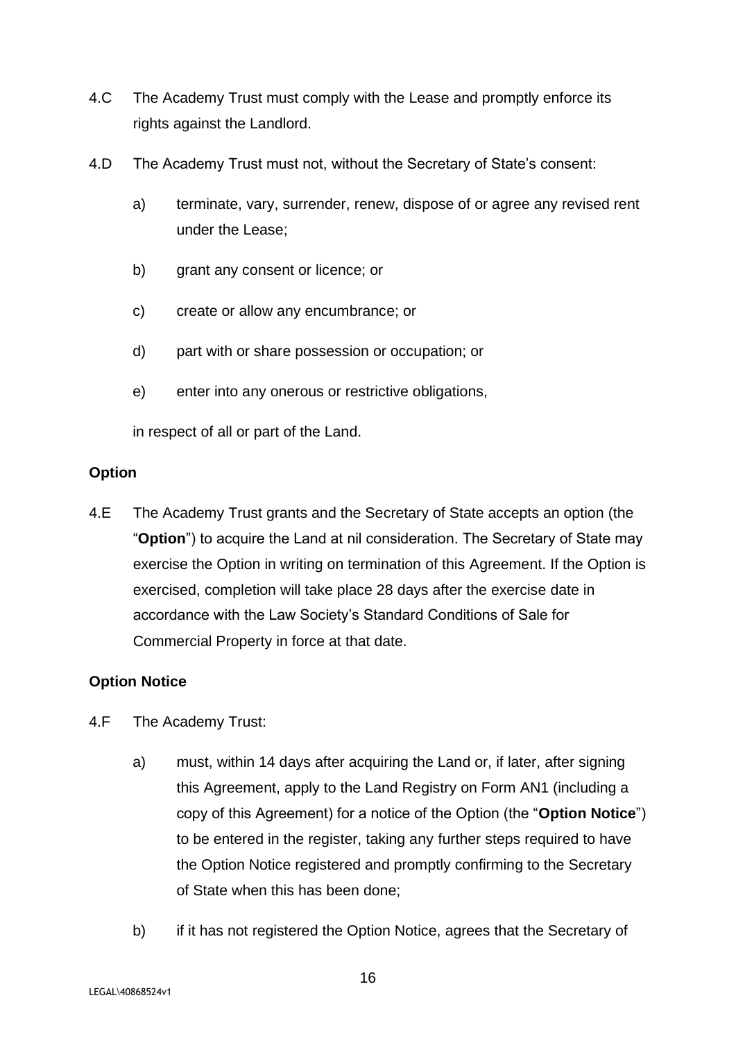4.C The Academy Trust must comply with the Lease and promptly enforce its rights against the Landlord.

4.D The Academy Trust must not, without the Secretary of State's consent:

a) terminate, vary, surrender, renew, dispose of or agree any revised rent under the Lease;

b) grant any consent or licence; or

c) create or allow any encumbrance; or

d) part with or share possession or occupation; or

e) enter into any onerous or restrictive obligations,

in respect of all or part of the Land.

**Option**

4.E The Academy Trust grants and the Secretary of State accepts an option (the "**Option**") to acquire the Land at nil consideration. The Secretary of State may exercise the Option in writing on termination of this Agreement. If the Option is exercised, completion will take place 28 days after the exercise date in accordance with the Law Society's Standard Conditions of Sale for Commercial Property in force at that date.

**Option Notice**

4.F The Academy Trust:

a) must, within 14 days after acquiring the Land or, if later, after signing this Agreement, apply to the Land Registry on Form AN1 (including a copy of this Agreement) for a notice of the Option (the "**Option Notice**") to be entered in the register, taking any further steps required to have the Option Notice registered and promptly confirming to the Secretary of State when this has been done;

b) if it has not registered the Option Notice, agrees that the Secretary of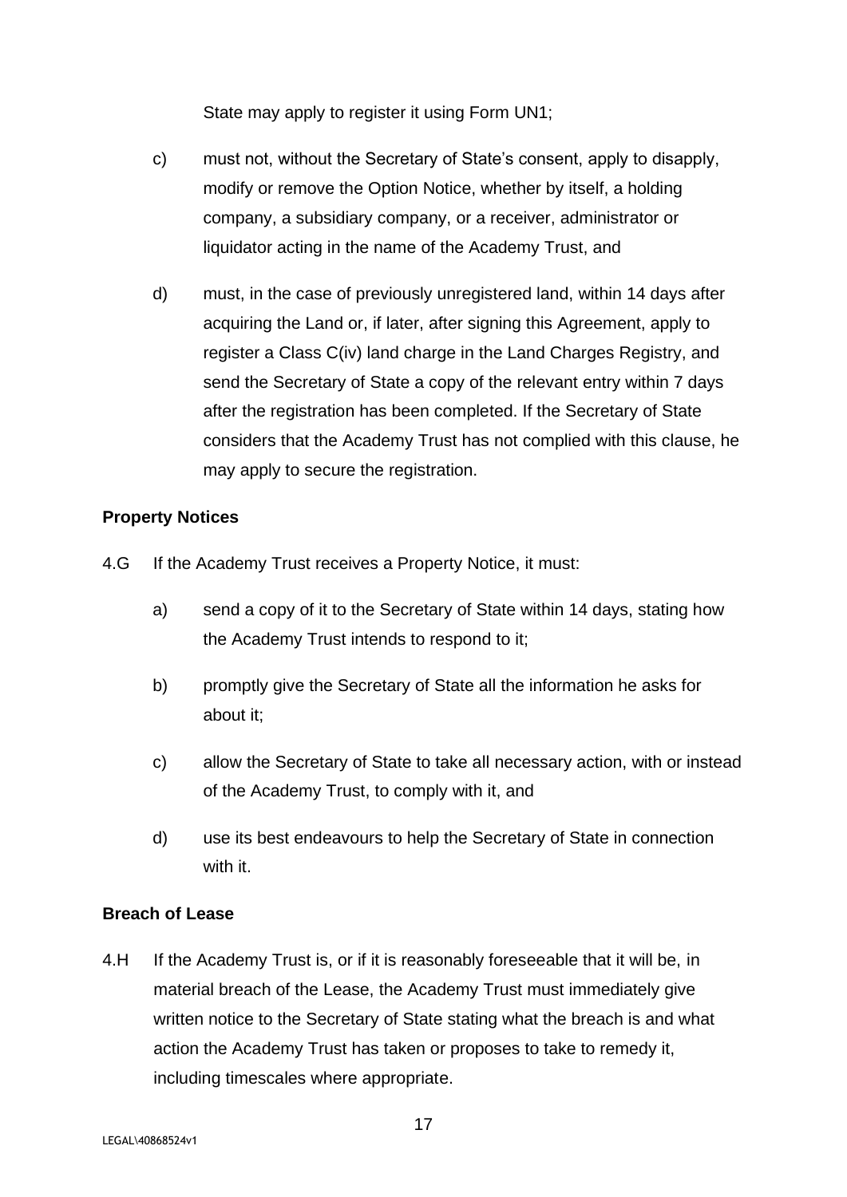State may apply to register it using Form UN1;

c) must not, without the Secretary of State's consent, apply to disapply, modify or remove the Option Notice, whether by itself, a holding company, a subsidiary company, or a receiver, administrator or liquidator acting in the name of the Academy Trust, and

d) must, in the case of previously unregistered land, within 14 days after acquiring the Land or, if later, after signing this Agreement, apply to register a Class C(iv) land charge in the Land Charges Registry, and send the Secretary of State a copy of the relevant entry within 7 days after the registration has been completed. If the Secretary of State considers that the Academy Trust has not complied with this clause, he may apply to secure the registration.

**Property Notices**

4.G If the Academy Trust receives a Property Notice, it must:

a) send a copy of it to the Secretary of State within 14 days, stating how the Academy Trust intends to respond to it;

b) promptly give the Secretary of State all the information he asks for about it;

c) allow the Secretary of State to take all necessary action, with or instead of the Academy Trust, to comply with it, and

d) use its best endeavours to help the Secretary of State in connection with it.

**Breach of Lease**

4.H If the Academy Trust is, or if it is reasonably foreseeable that it will be, in material breach of the Lease, the Academy Trust must immediately give written notice to the Secretary of State stating what the breach is and what action the Academy Trust has taken or proposes to take to remedy it, including timescales where appropriate.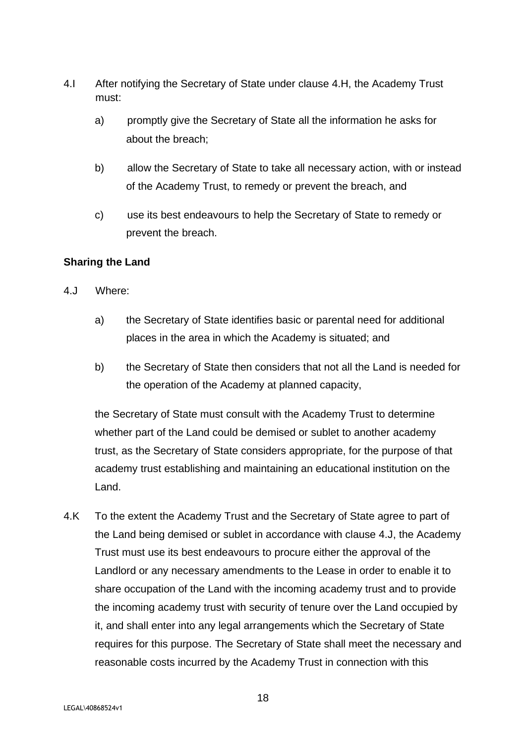4.I After notifying the Secretary of State under clause 4.H, the Academy Trust must:

a) promptly give the Secretary of State all the information he asks for about the breach;

b) allow the Secretary of State to take all necessary action, with or instead of the Academy Trust, to remedy or prevent the breach, and

c) use its best endeavours to help the Secretary of State to remedy or prevent the breach.

**Sharing the Land**

4.J Where:

a) the Secretary of State identifies basic or parental need for additional places in the area in which the Academy is situated; and

b) the Secretary of State then considers that not all the Land is needed for the operation of the Academy at planned capacity,

the Secretary of State must consult with the Academy Trust to determine whether part of the Land could be demised or sublet to another academy trust, as the Secretary of State considers appropriate, for the purpose of that academy trust establishing and maintaining an educational institution on the Land.

4.K To the extent the Academy Trust and the Secretary of State agree to part of the Land being demised or sublet in accordance with clause 4.J, the Academy Trust must use its best endeavours to procure either the approval of the Landlord or any necessary amendments to the Lease in order to enable it to share occupation of the Land with the incoming academy trust and to provide the incoming academy trust with security of tenure over the Land occupied by it, and shall enter into any legal arrangements which the Secretary of State requires for this purpose. The Secretary of State shall meet the necessary and reasonable costs incurred by the Academy Trust in connection with this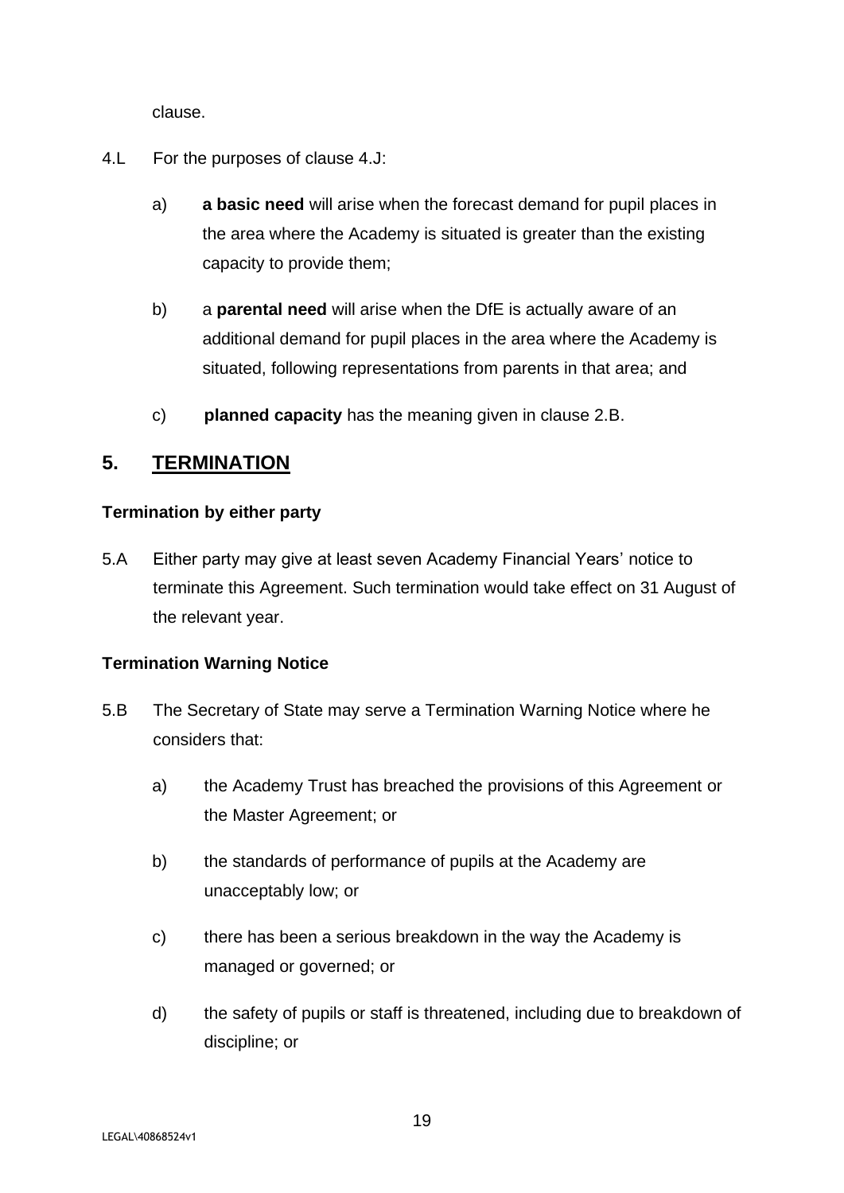clause.

4.L For the purposes of clause 4.J:

a) **a basic need** will arise when the forecast demand for pupil places in the area where the Academy is situated is greater than the existing capacity to provide them;

b) a **parental need** will arise when the DfE is actually aware of an additional demand for pupil places in the area where the Academy is situated, following representations from parents in that area; and

c) **planned capacity** has the meaning given in clause 2.B.

## 5. TERMINATION

**Termination by either party**

5.A Either party may give at least seven Academy Financial Years' notice to terminate this Agreement. Such termination would take effect on 31 August of the relevant year.

**Termination Warning Notice**

5.B The Secretary of State may serve a Termination Warning Notice where he considers that:

a) the Academy Trust has breached the provisions of this Agreement or the Master Agreement; or

b) the standards of performance of pupils at the Academy are unacceptably low; or

c) there has been a serious breakdown in the way the Academy is managed or governed; or

d) the safety of pupils or staff is threatened, including due to breakdown of discipline; or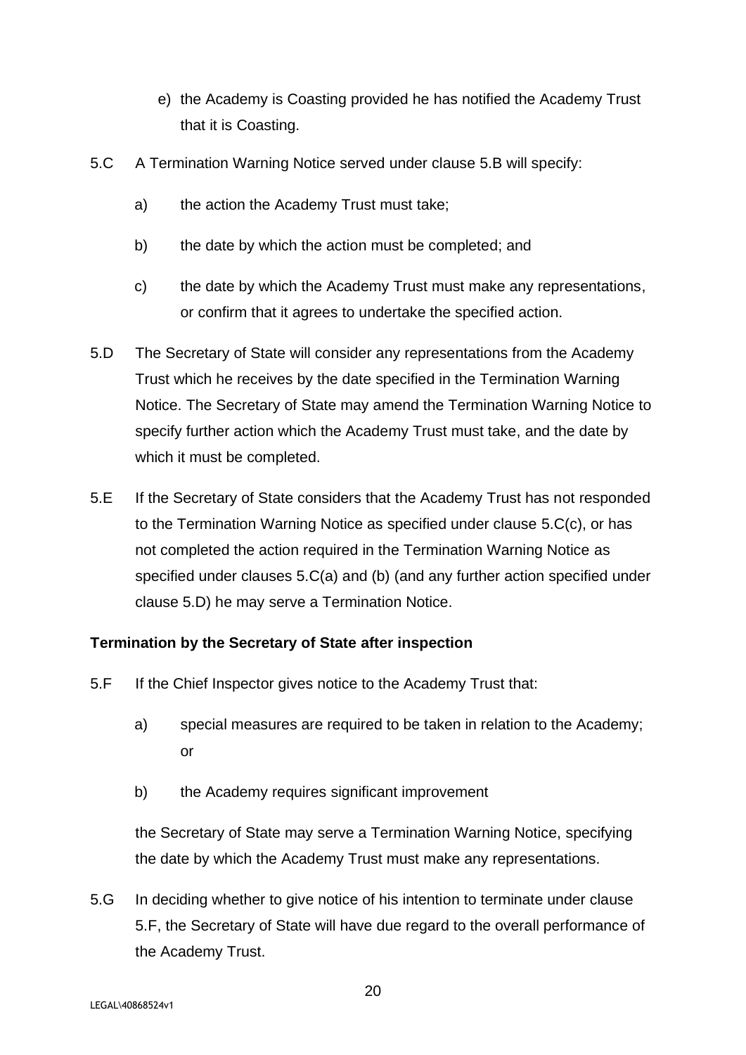e) the Academy is Coasting provided he has notified the Academy Trust that it is Coasting.

5.C A Termination Warning Notice served under clause 5.B will specify:

a) the action the Academy Trust must take;

b) the date by which the action must be completed; and

c) the date by which the Academy Trust must make any representations, or confirm that it agrees to undertake the specified action.

5.D The Secretary of State will consider any representations from the Academy Trust which he receives by the date specified in the Termination Warning Notice. The Secretary of State may amend the Termination Warning Notice to specify further action which the Academy Trust must take, and the date by which it must be completed.

5.E If the Secretary of State considers that the Academy Trust has not responded to the Termination Warning Notice as specified under clause 5.C(c), or has not completed the action required in the Termination Warning Notice as specified under clauses 5.C(a) and (b) (and any further action specified under clause 5.D) he may serve a Termination Notice.

**Termination by the Secretary of State after inspection**

5.F If the Chief Inspector gives notice to the Academy Trust that:

a) special measures are required to be taken in relation to the Academy; or

b) the Academy requires significant improvement

the Secretary of State may serve a Termination Warning Notice, specifying the date by which the Academy Trust must make any representations.

5.G In deciding whether to give notice of his intention to terminate under clause 5.F, the Secretary of State will have due regard to the overall performance of the Academy Trust.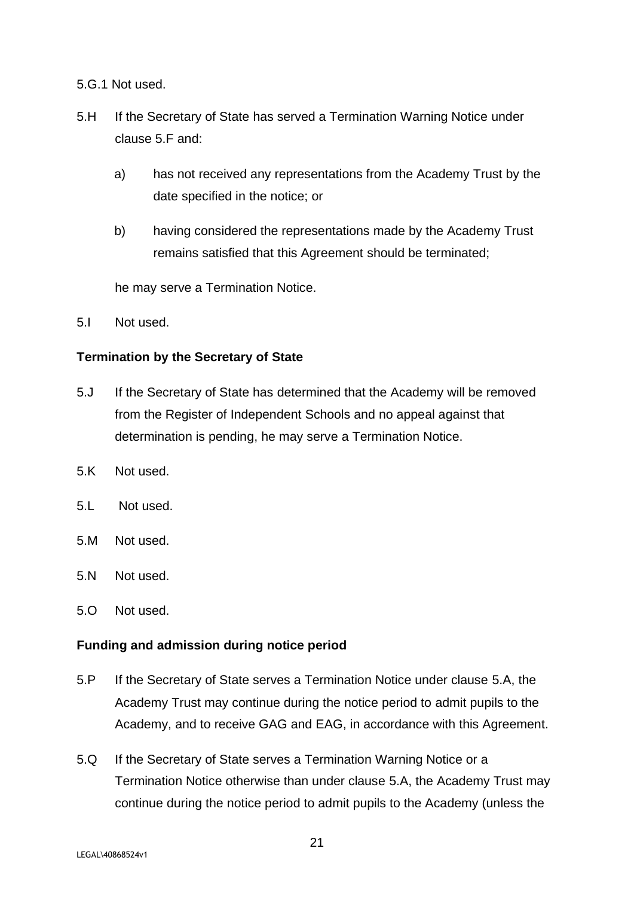5.G.1 Not used.

5.H If the Secretary of State has served a Termination Warning Notice under clause 5.F and:

a) has not received any representations from the Academy Trust by the date specified in the notice; or

b) having considered the representations made by the Academy Trust remains satisfied that this Agreement should be terminated;

he may serve a Termination Notice.

5.I Not used.

**Termination by the Secretary of State**

5.J If the Secretary of State has determined that the Academy will be removed from the Register of Independent Schools and no appeal against that determination is pending, he may serve a Termination Notice.

5.K Not used.

5.L Not used.

5.M Not used.

5.N Not used.

5.O Not used.

**Funding and admission during notice period**

5.P If the Secretary of State serves a Termination Notice under clause 5.A, the Academy Trust may continue during the notice period to admit pupils to the Academy, and to receive GAG and EAG, in accordance with this Agreement.

5.Q If the Secretary of State serves a Termination Warning Notice or a Termination Notice otherwise than under clause 5.A, the Academy Trust may continue during the notice period to admit pupils to the Academy (unless the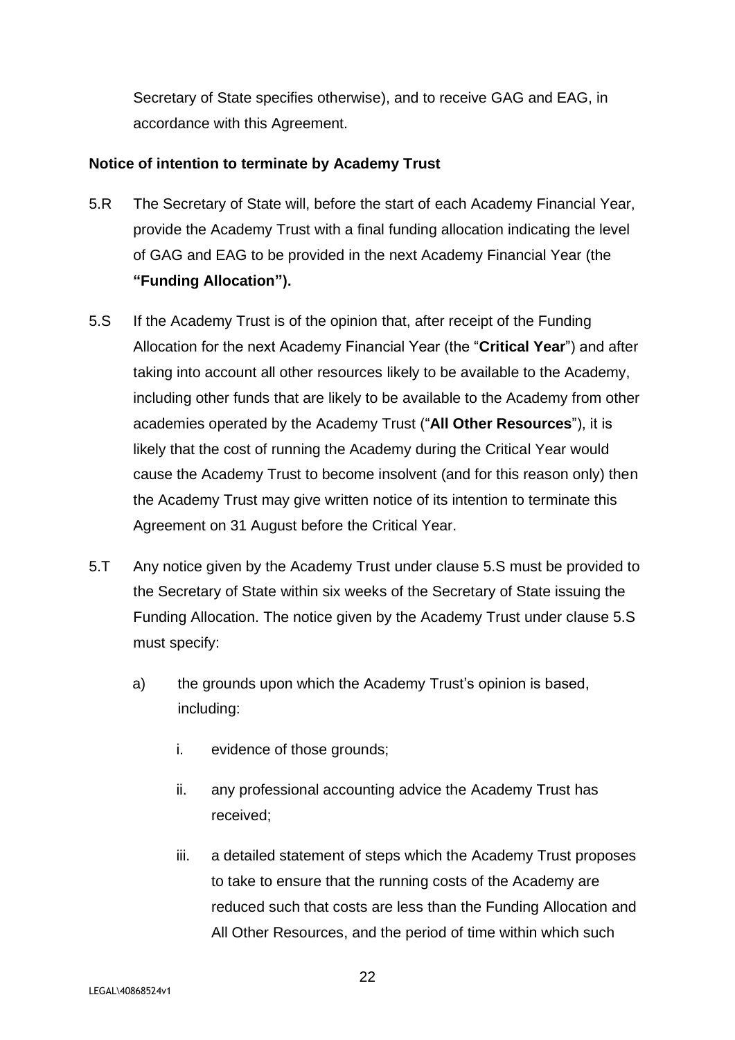Secretary of State specifies otherwise), and to receive GAG and EAG, in accordance with this Agreement.

**Notice of intention to terminate by Academy Trust**

5.R The Secretary of State will, before the start of each Academy Financial Year, provide the Academy Trust with a final funding allocation indicating the level of GAG and EAG to be provided in the next Academy Financial Year (the **"Funding Allocation").**

5.S If the Academy Trust is of the opinion that, after receipt of the Funding Allocation for the next Academy Financial Year (the "**Critical Year**") and after taking into account all other resources likely to be available to the Academy, including other funds that are likely to be available to the Academy from other academies operated by the Academy Trust ("**All Other Resources**"), it is likely that the cost of running the Academy during the Critical Year would cause the Academy Trust to become insolvent (and for this reason only) then the Academy Trust may give written notice of its intention to terminate this Agreement on 31 August before the Critical Year.

5.T Any notice given by the Academy Trust under clause 5.S must be provided to the Secretary of State within six weeks of the Secretary of State issuing the Funding Allocation. The notice given by the Academy Trust under clause 5.S must specify:

a) the grounds upon which the Academy Trust's opinion is based, including:

   i. evidence of those grounds;

   ii. any professional accounting advice the Academy Trust has received;

   iii. a detailed statement of steps which the Academy Trust proposes to take to ensure that the running costs of the Academy are reduced such that costs are less than the Funding Allocation and All Other Resources, and the period of time within which such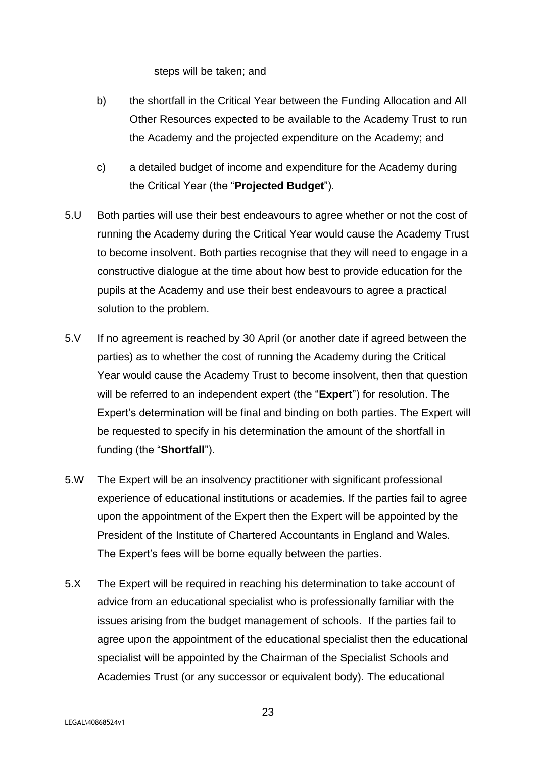steps will be taken; and

b) the shortfall in the Critical Year between the Funding Allocation and All Other Resources expected to be available to the Academy Trust to run the Academy and the projected expenditure on the Academy; and

c) a detailed budget of income and expenditure for the Academy during the Critical Year (the "**Projected Budget**").

5.U Both parties will use their best endeavours to agree whether or not the cost of running the Academy during the Critical Year would cause the Academy Trust to become insolvent. Both parties recognise that they will need to engage in a constructive dialogue at the time about how best to provide education for the pupils at the Academy and use their best endeavours to agree a practical solution to the problem.

5.V If no agreement is reached by 30 April (or another date if agreed between the parties) as to whether the cost of running the Academy during the Critical Year would cause the Academy Trust to become insolvent, then that question will be referred to an independent expert (the "**Expert**") for resolution. The Expert's determination will be final and binding on both parties. The Expert will be requested to specify in his determination the amount of the shortfall in funding (the "**Shortfall**").

5.W The Expert will be an insolvency practitioner with significant professional experience of educational institutions or academies. If the parties fail to agree upon the appointment of the Expert then the Expert will be appointed by the President of the Institute of Chartered Accountants in England and Wales. The Expert's fees will be borne equally between the parties.

5.X The Expert will be required in reaching his determination to take account of advice from an educational specialist who is professionally familiar with the issues arising from the budget management of schools. If the parties fail to agree upon the appointment of the educational specialist then the educational specialist will be appointed by the Chairman of the Specialist Schools and Academies Trust (or any successor or equivalent body). The educational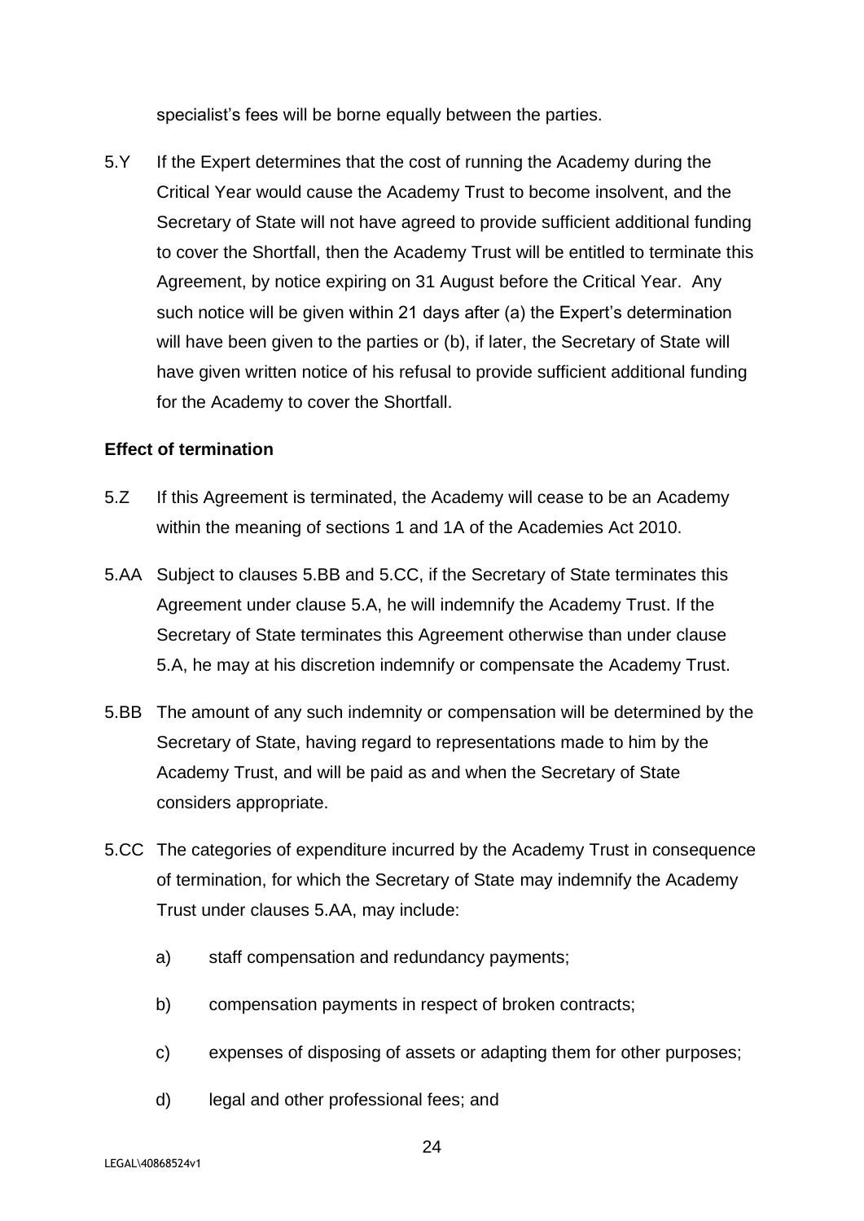specialist's fees will be borne equally between the parties.

5.Y If the Expert determines that the cost of running the Academy during the Critical Year would cause the Academy Trust to become insolvent, and the Secretary of State will not have agreed to provide sufficient additional funding to cover the Shortfall, then the Academy Trust will be entitled to terminate this Agreement, by notice expiring on 31 August before the Critical Year. Any such notice will be given within 21 days after (a) the Expert's determination will have been given to the parties or (b), if later, the Secretary of State will have given written notice of his refusal to provide sufficient additional funding for the Academy to cover the Shortfall.

**Effect of termination**

5.Z If this Agreement is terminated, the Academy will cease to be an Academy within the meaning of sections 1 and 1A of the Academies Act 2010.

5.AA Subject to clauses 5.BB and 5.CC, if the Secretary of State terminates this Agreement under clause 5.A, he will indemnify the Academy Trust. If the Secretary of State terminates this Agreement otherwise than under clause 5.A, he may at his discretion indemnify or compensate the Academy Trust.

5.BB The amount of any such indemnity or compensation will be determined by the Secretary of State, having regard to representations made to him by the Academy Trust, and will be paid as and when the Secretary of State considers appropriate.

5.CC The categories of expenditure incurred by the Academy Trust in consequence of termination, for which the Secretary of State may indemnify the Academy Trust under clauses 5.AA, may include:

a) staff compensation and redundancy payments;

b) compensation payments in respect of broken contracts;

c) expenses of disposing of assets or adapting them for other purposes;

d) legal and other professional fees; and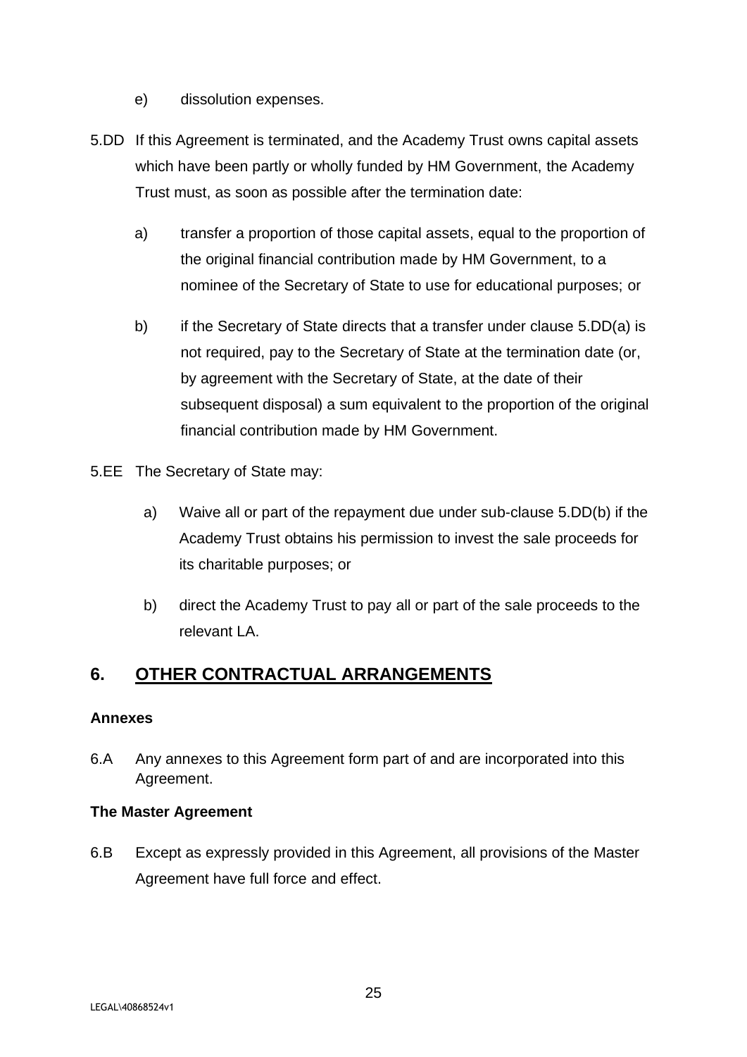e) dissolution expenses.

5.DD If this Agreement is terminated, and the Academy Trust owns capital assets which have been partly or wholly funded by HM Government, the Academy Trust must, as soon as possible after the termination date:

a) transfer a proportion of those capital assets, equal to the proportion of the original financial contribution made by HM Government, to a nominee of the Secretary of State to use for educational purposes; or

b) if the Secretary of State directs that a transfer under clause 5.DD(a) is not required, pay to the Secretary of State at the termination date (or, by agreement with the Secretary of State, at the date of their subsequent disposal) a sum equivalent to the proportion of the original financial contribution made by HM Government.

5.EE The Secretary of State may:

a) Waive all or part of the repayment due under sub-clause 5.DD(b) if the Academy Trust obtains his permission to invest the sale proceeds for its charitable purposes; or

b) direct the Academy Trust to pay all or part of the sale proceeds to the relevant LA.

## 6. OTHER CONTRACTUAL ARRANGEMENTS

**Annexes**

6.A Any annexes to this Agreement form part of and are incorporated into this Agreement.

**The Master Agreement**

6.B Except as expressly provided in this Agreement, all provisions of the Master Agreement have full force and effect.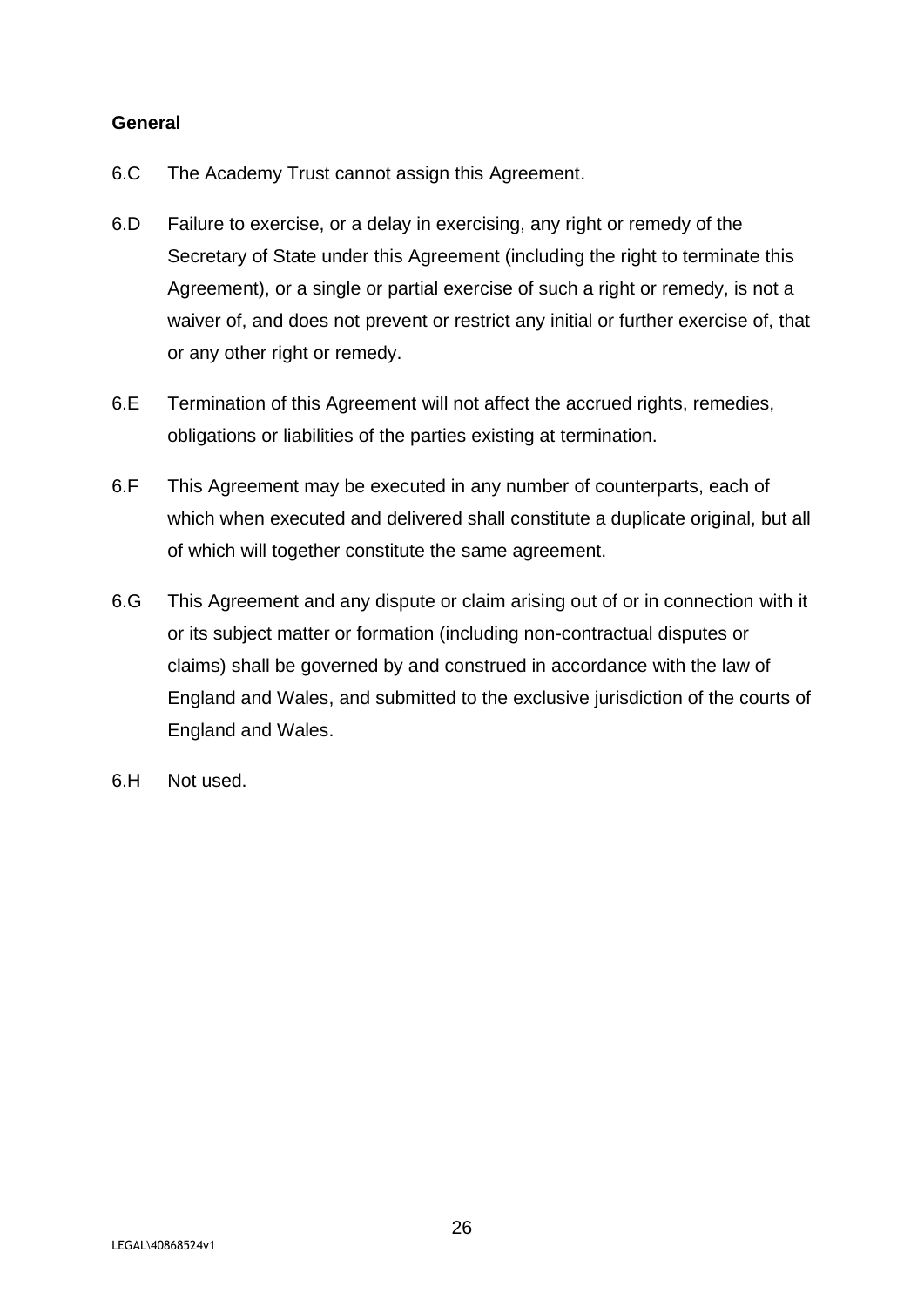**General**

6.C The Academy Trust cannot assign this Agreement.

6.D Failure to exercise, or a delay in exercising, any right or remedy of the Secretary of State under this Agreement (including the right to terminate this Agreement), or a single or partial exercise of such a right or remedy, is not a waiver of, and does not prevent or restrict any initial or further exercise of, that or any other right or remedy.

6.E Termination of this Agreement will not affect the accrued rights, remedies, obligations or liabilities of the parties existing at termination.

6.F This Agreement may be executed in any number of counterparts, each of which when executed and delivered shall constitute a duplicate original, but all of which will together constitute the same agreement.

6.G This Agreement and any dispute or claim arising out of or in connection with it or its subject matter or formation (including non-contractual disputes or claims) shall be governed by and construed in accordance with the law of England and Wales, and submitted to the exclusive jurisdiction of the courts of England and Wales.

6.H Not used.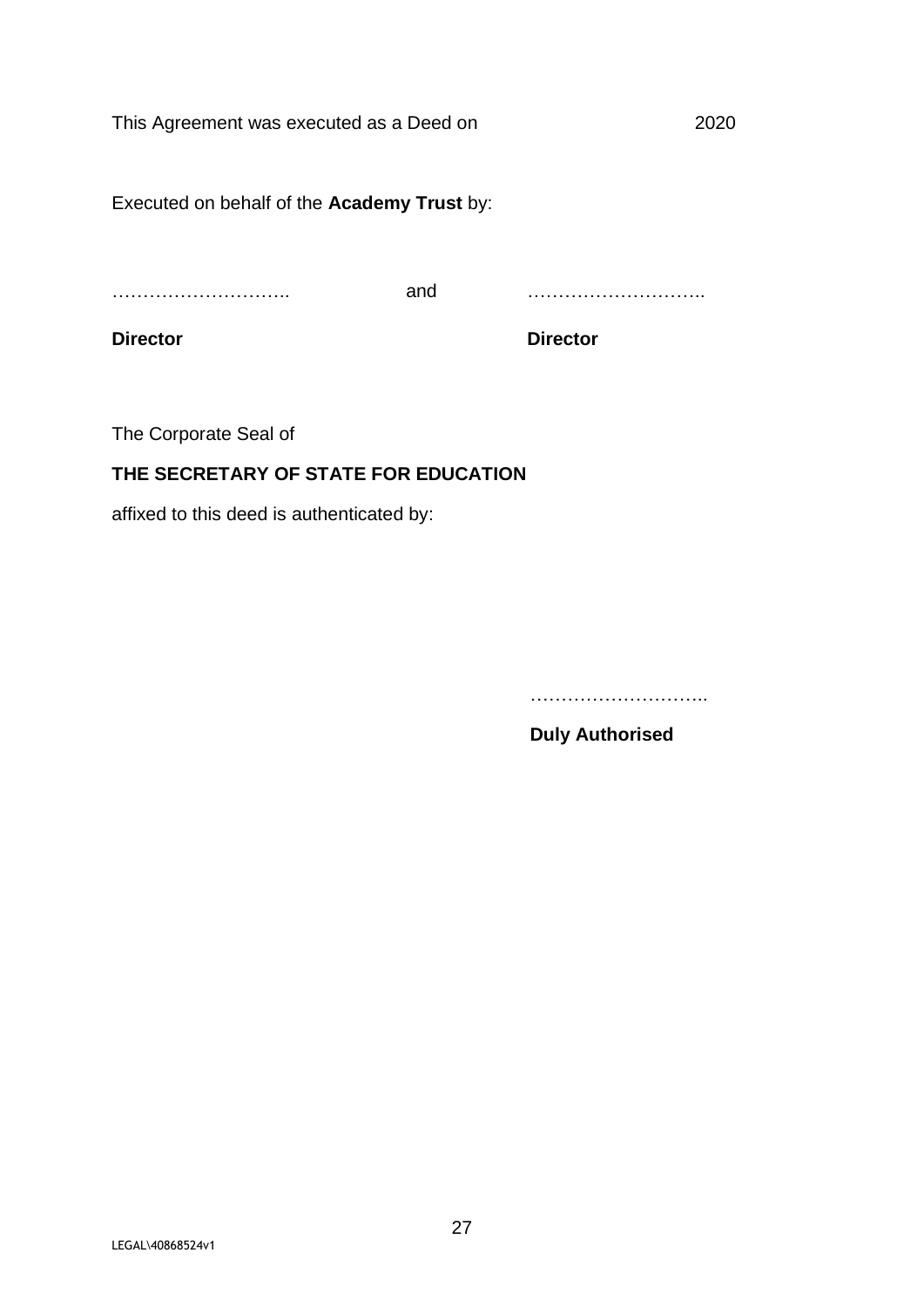This Agreement was executed as a Deed on 2020

Executed on behalf of the **Academy Trust** by:

……………………….. and ………………………..

**Director** **Director**

The Corporate Seal of

**THE SECRETARY OF STATE FOR EDUCATION**

affixed to this deed is authenticated by:

………………………..

**Duly Authorised**

LEGAL\40868524v1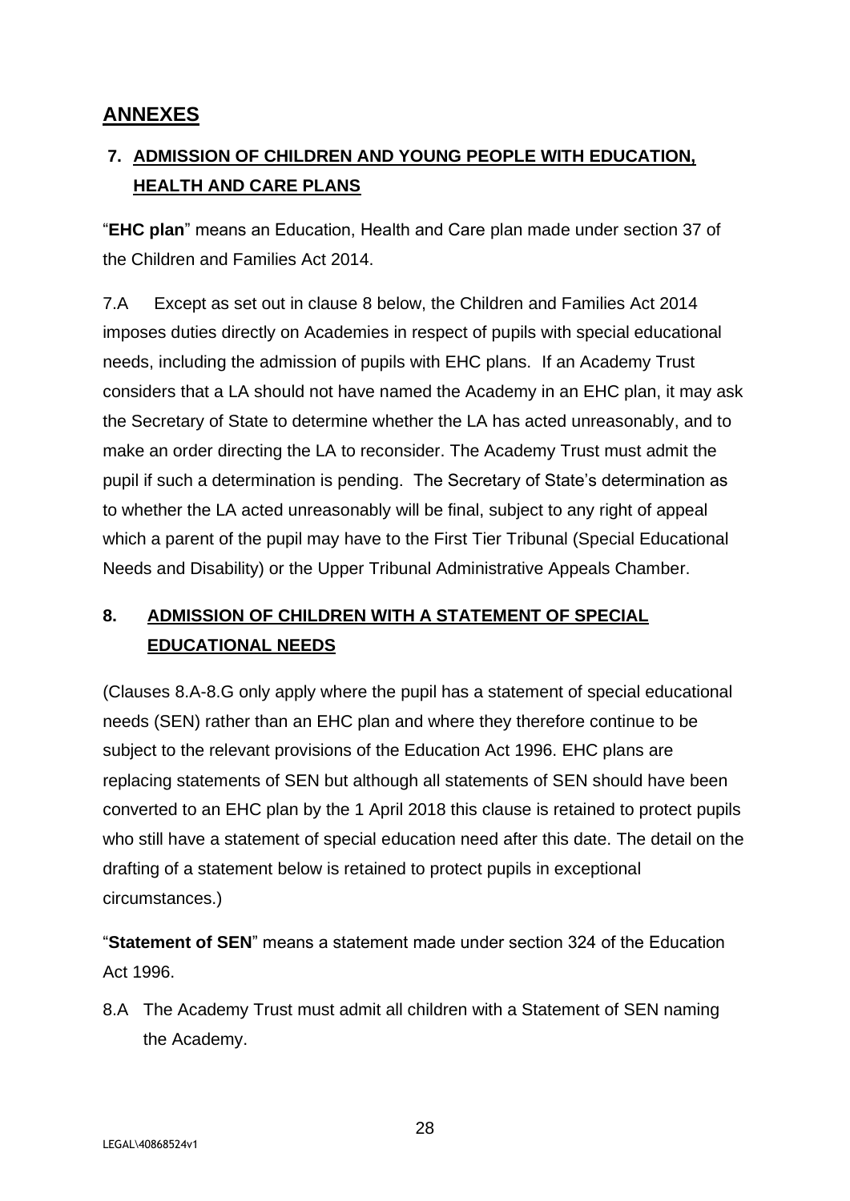## ANNEXES

### 7. ADMISSION OF CHILDREN AND YOUNG PEOPLE WITH EDUCATION, HEALTH AND CARE PLANS

"**EHC plan**" means an Education, Health and Care plan made under section 37 of the Children and Families Act 2014.

7.A Except as set out in clause 8 below, the Children and Families Act 2014 imposes duties directly on Academies in respect of pupils with special educational needs, including the admission of pupils with EHC plans. If an Academy Trust considers that a LA should not have named the Academy in an EHC plan, it may ask the Secretary of State to determine whether the LA has acted unreasonably, and to make an order directing the LA to reconsider. The Academy Trust must admit the pupil if such a determination is pending. The Secretary of State's determination as to whether the LA acted unreasonably will be final, subject to any right of appeal which a parent of the pupil may have to the First Tier Tribunal (Special Educational Needs and Disability) or the Upper Tribunal Administrative Appeals Chamber.

### 8. ADMISSION OF CHILDREN WITH A STATEMENT OF SPECIAL EDUCATIONAL NEEDS

(Clauses 8.A-8.G only apply where the pupil has a statement of special educational needs (SEN) rather than an EHC plan and where they therefore continue to be subject to the relevant provisions of the Education Act 1996. EHC plans are replacing statements of SEN but although all statements of SEN should have been converted to an EHC plan by the 1 April 2018 this clause is retained to protect pupils who still have a statement of special education need after this date. The detail on the drafting of a statement below is retained to protect pupils in exceptional circumstances.)

"**Statement of SEN**" means a statement made under section 324 of the Education Act 1996.

8.A The Academy Trust must admit all children with a Statement of SEN naming the Academy.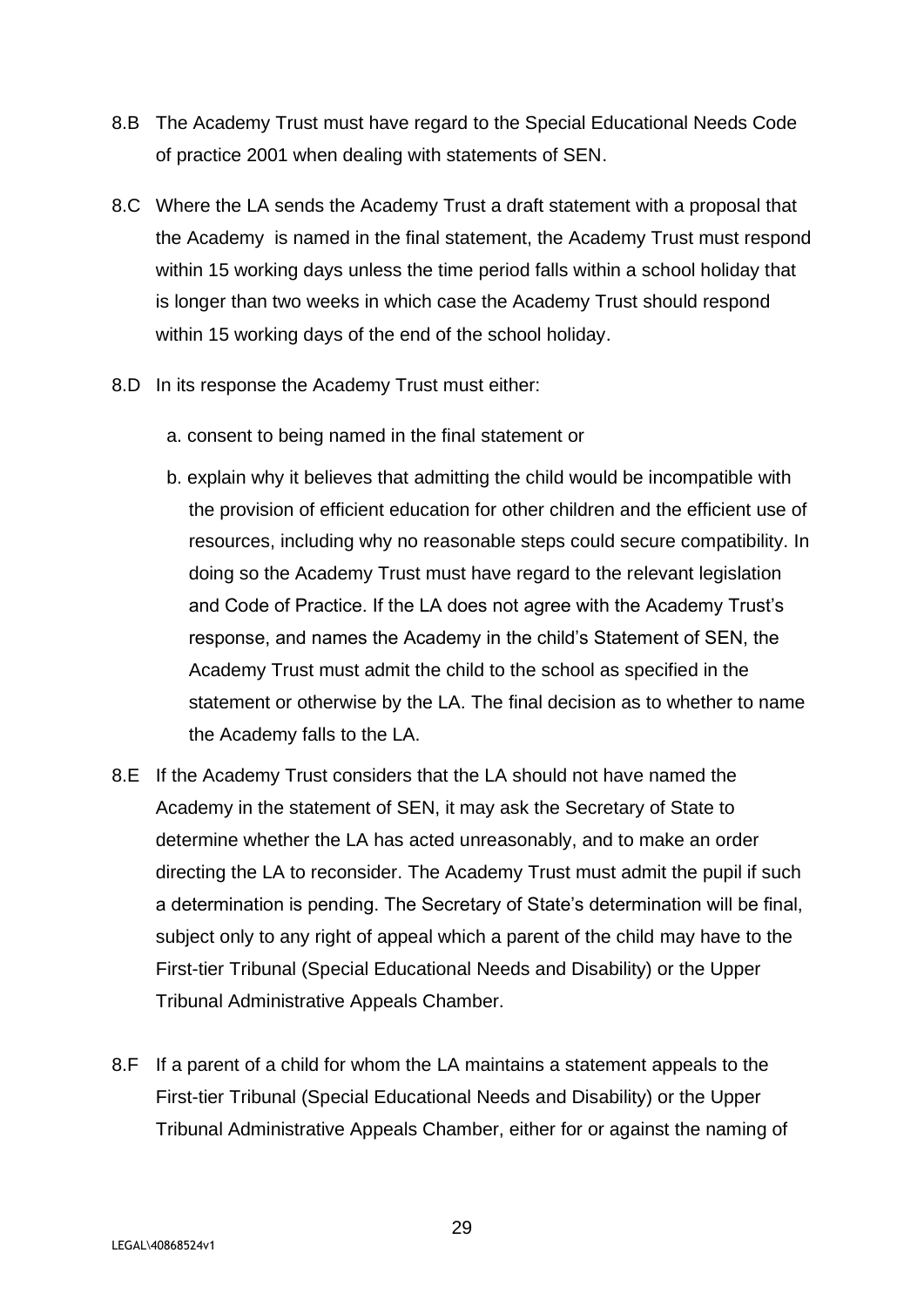8.B The Academy Trust must have regard to the Special Educational Needs Code of practice 2001 when dealing with statements of SEN.

8.C Where the LA sends the Academy Trust a draft statement with a proposal that the Academy is named in the final statement, the Academy Trust must respond within 15 working days unless the time period falls within a school holiday that is longer than two weeks in which case the Academy Trust should respond within 15 working days of the end of the school holiday.

8.D In its response the Academy Trust must either:

a. consent to being named in the final statement or

b. explain why it believes that admitting the child would be incompatible with the provision of efficient education for other children and the efficient use of resources, including why no reasonable steps could secure compatibility. In doing so the Academy Trust must have regard to the relevant legislation and Code of Practice. If the LA does not agree with the Academy Trust's response, and names the Academy in the child's Statement of SEN, the Academy Trust must admit the child to the school as specified in the statement or otherwise by the LA. The final decision as to whether to name the Academy falls to the LA.

8.E If the Academy Trust considers that the LA should not have named the Academy in the statement of SEN, it may ask the Secretary of State to determine whether the LA has acted unreasonably, and to make an order directing the LA to reconsider. The Academy Trust must admit the pupil if such a determination is pending. The Secretary of State's determination will be final, subject only to any right of appeal which a parent of the child may have to the First-tier Tribunal (Special Educational Needs and Disability) or the Upper Tribunal Administrative Appeals Chamber.

8.F If a parent of a child for whom the LA maintains a statement appeals to the First-tier Tribunal (Special Educational Needs and Disability) or the Upper Tribunal Administrative Appeals Chamber, either for or against the naming of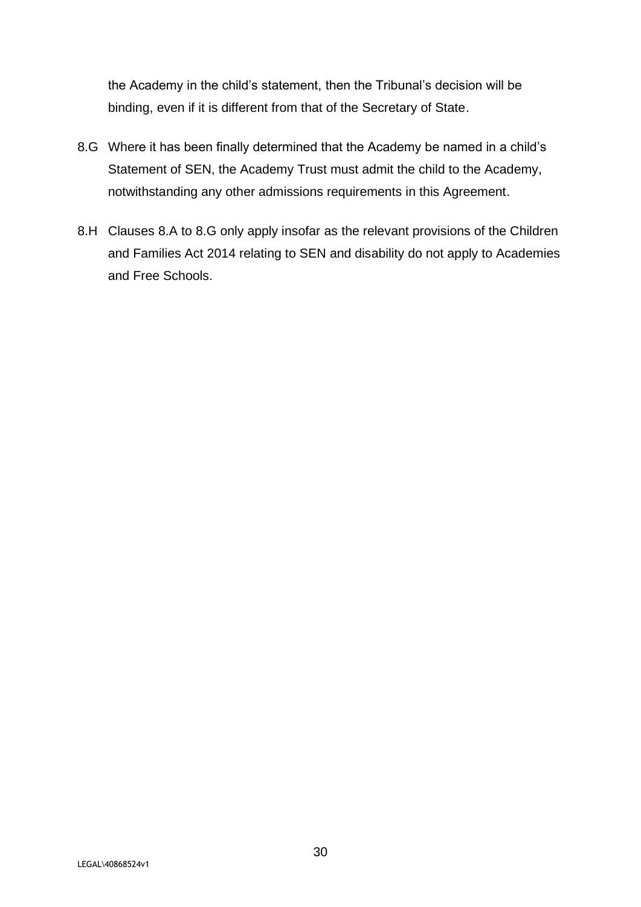the Academy in the child's statement, then the Tribunal's decision will be binding, even if it is different from that of the Secretary of State.

8.G Where it has been finally determined that the Academy be named in a child's Statement of SEN, the Academy Trust must admit the child to the Academy, notwithstanding any other admissions requirements in this Agreement.

8.H Clauses 8.A to 8.G only apply insofar as the relevant provisions of the Children and Families Act 2014 relating to SEN and disability do not apply to Academies and Free Schools.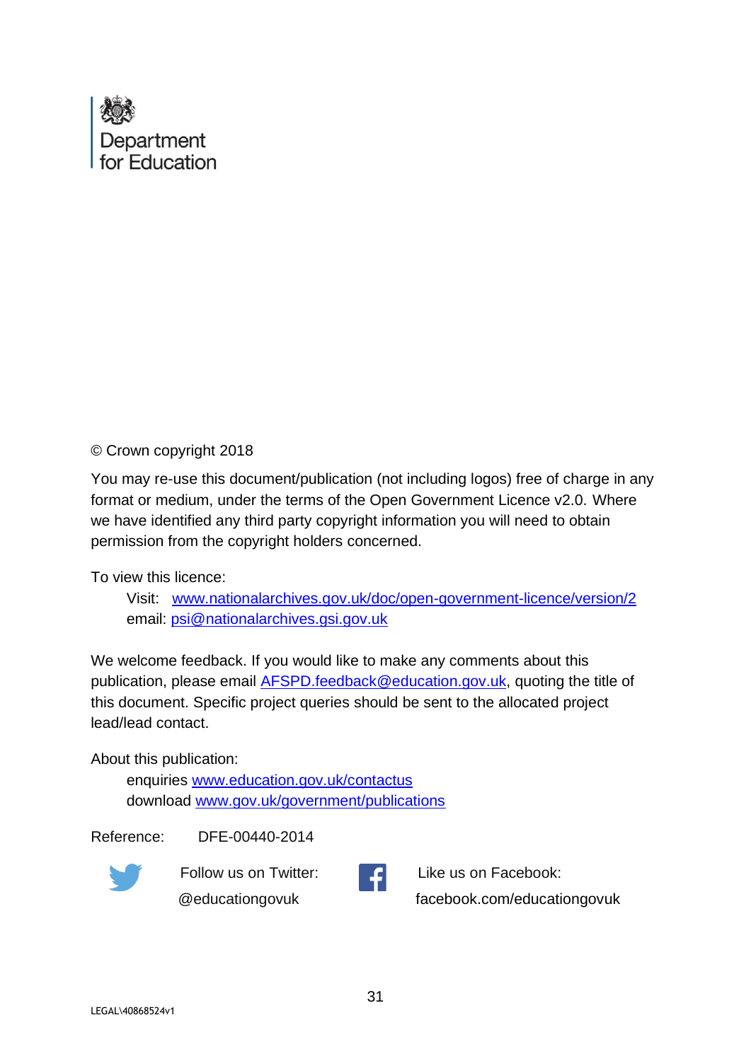Department for Education

© Crown copyright 2018

You may re-use this document/publication (not including logos) free of charge in any format or medium, under the terms of the Open Government Licence v2.0. Where we have identified any third party copyright information you will need to obtain permission from the copyright holders concerned.

To view this licence:

Visit: www.nationalarchives.gov.uk/doc/open-government-licence/version/2
email: psi@nationalarchives.gsi.gov.uk

We welcome feedback. If you would like to make any comments about this publication, please email AFSPD.feedback@education.gov.uk, quoting the title of this document. Specific project queries should be sent to the allocated project lead/lead contact.

About this publication:

enquiries www.education.gov.uk/contactus
download www.gov.uk/government/publications

Reference: DFE-00440-2014

Follow us on Twitter: @educationgovuk

Like us on Facebook: facebook.com/educationgovuk

LEGAL\40868524v1